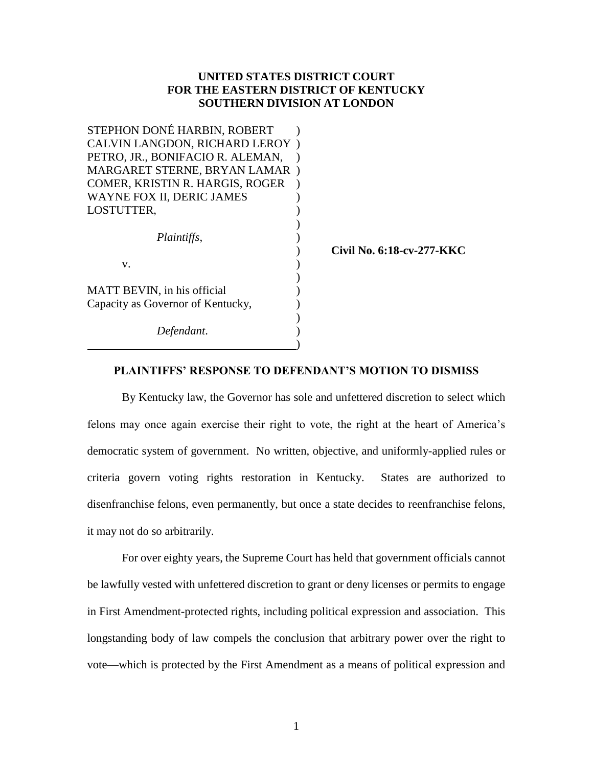**UNITED STATES DISTRICT COURT**
**FOR THE EASTERN DISTRICT OF KENTUCKY**
**SOUTHERN DIVISION AT LONDON**

STEPHON DONÉ HARBIN, ROBERT CALVIN LANGDON, RICHARD LEROY PETRO, JR., BONIFACIO R. ALEMAN, MARGARET STERNE, BRYAN LAMAR COMER, KRISTIN R. HARGIS, ROGER WAYNE FOX II, DERIC JAMES LOSTUTTER,

*Plaintiffs*,

v.

MATT BEVIN, in his official Capacity as Governor of Kentucky,

*Defendant*.

**Civil No. 6:18-cv-277-KKC**

**PLAINTIFFS' RESPONSE TO DEFENDANT'S MOTION TO DISMISS**

By Kentucky law, the Governor has sole and unfettered discretion to select which felons may once again exercise their right to vote, the right at the heart of America's democratic system of government. No written, objective, and uniformly-applied rules or criteria govern voting rights restoration in Kentucky. States are authorized to disenfranchise felons, even permanently, but once a state decides to reenfranchise felons, it may not do so arbitrarily.

For over eighty years, the Supreme Court has held that government officials cannot be lawfully vested with unfettered discretion to grant or deny licenses or permits to engage in First Amendment-protected rights, including political expression and association. This longstanding body of law compels the conclusion that arbitrary power over the right to vote—which is protected by the First Amendment as a means of political expression and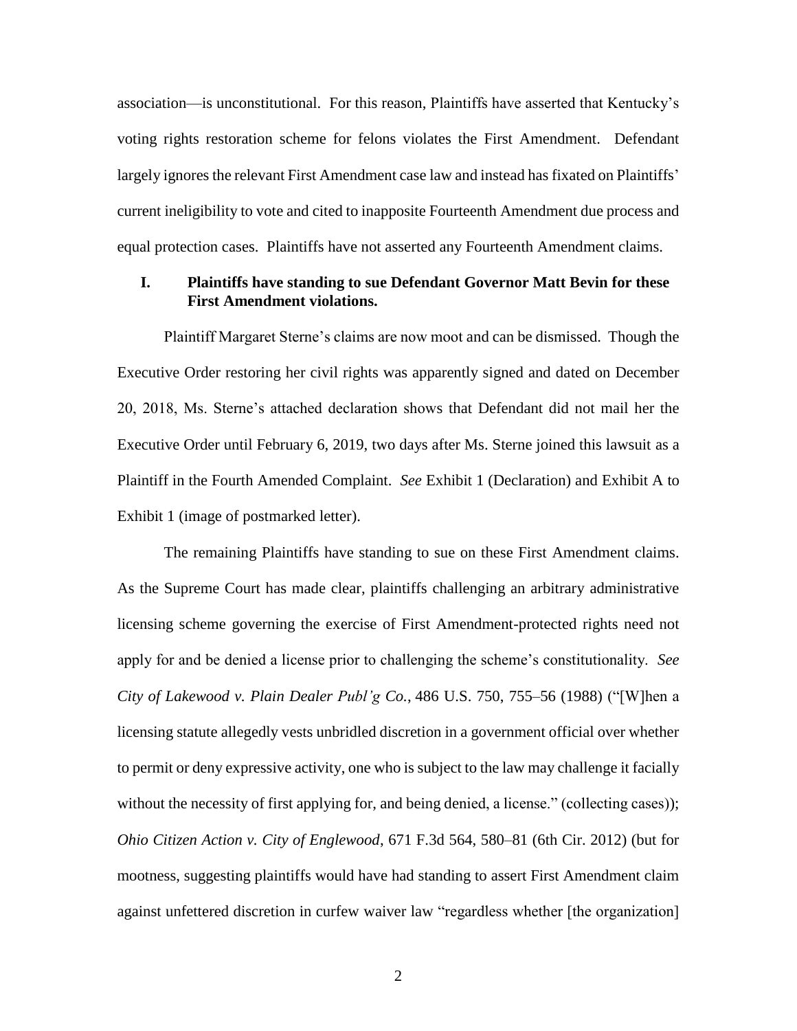association—is unconstitutional. For this reason, Plaintiffs have asserted that Kentucky's voting rights restoration scheme for felons violates the First Amendment. Defendant largely ignores the relevant First Amendment case law and instead has fixated on Plaintiffs' current ineligibility to vote and cited to inapposite Fourteenth Amendment due process and equal protection cases. Plaintiffs have not asserted any Fourteenth Amendment claims.

## I. Plaintiffs have standing to sue Defendant Governor Matt Bevin for these First Amendment violations.

Plaintiff Margaret Sterne's claims are now moot and can be dismissed. Though the Executive Order restoring her civil rights was apparently signed and dated on December 20, 2018, Ms. Sterne's attached declaration shows that Defendant did not mail her the Executive Order until February 6, 2019, two days after Ms. Sterne joined this lawsuit as a Plaintiff in the Fourth Amended Complaint. *See* Exhibit 1 (Declaration) and Exhibit A to Exhibit 1 (image of postmarked letter).

The remaining Plaintiffs have standing to sue on these First Amendment claims. As the Supreme Court has made clear, plaintiffs challenging an arbitrary administrative licensing scheme governing the exercise of First Amendment-protected rights need not apply for and be denied a license prior to challenging the scheme's constitutionality. *See City of Lakewood v. Plain Dealer Publ'g Co.*, 486 U.S. 750, 755–56 (1988) ("[W]hen a licensing statute allegedly vests unbridled discretion in a government official over whether to permit or deny expressive activity, one who is subject to the law may challenge it facially without the necessity of first applying for, and being denied, a license." (collecting cases)); *Ohio Citizen Action v. City of Englewood*, 671 F.3d 564, 580–81 (6th Cir. 2012) (but for mootness, suggesting plaintiffs would have had standing to assert First Amendment claim against unfettered discretion in curfew waiver law "regardless whether [the organization]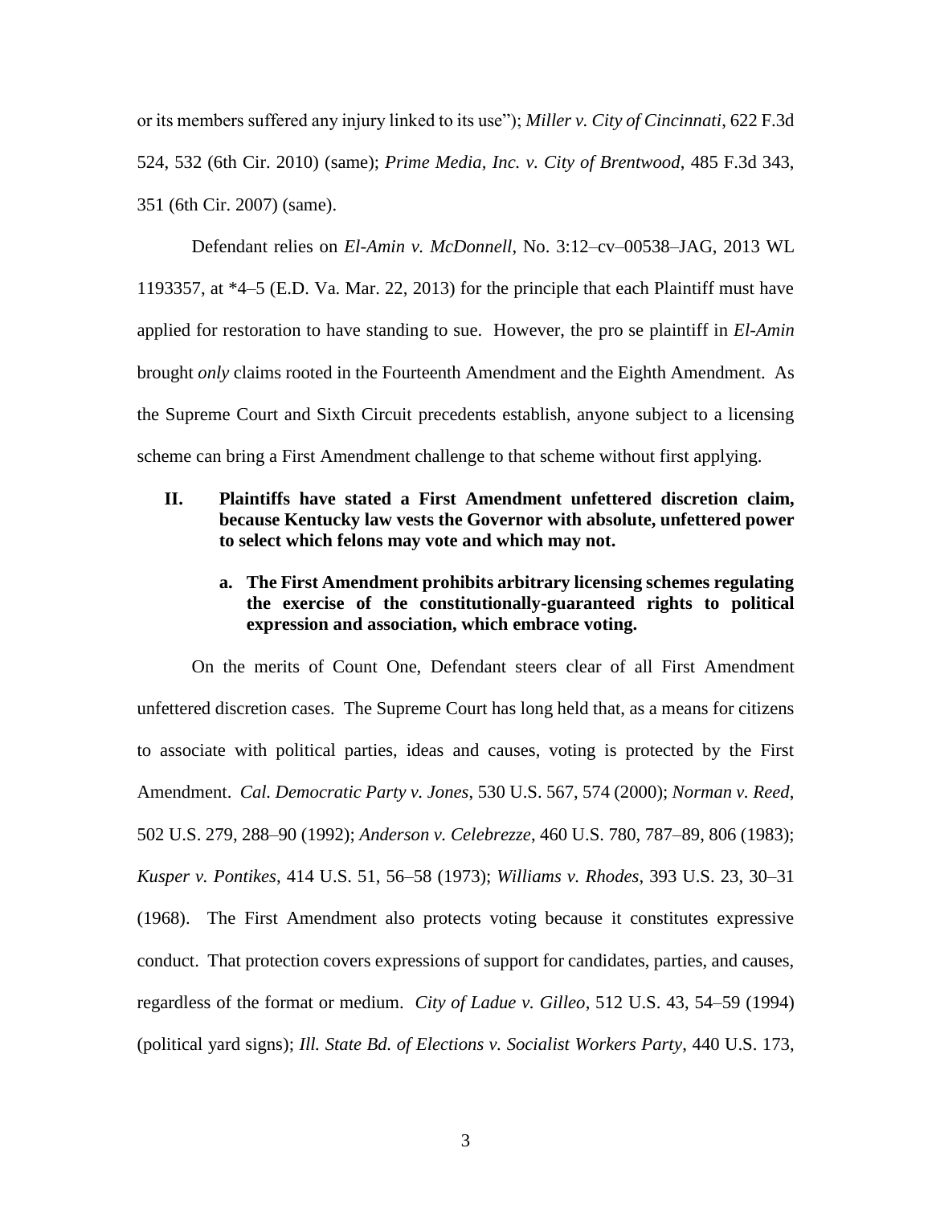or its members suffered any injury linked to its use"); *Miller v. City of Cincinnati*, 622 F.3d 524, 532 (6th Cir. 2010) (same); *Prime Media, Inc. v. City of Brentwood*, 485 F.3d 343, 351 (6th Cir. 2007) (same).

Defendant relies on *El-Amin v. McDonnell*, No. 3:12–cv–00538–JAG, 2013 WL 1193357, at *4–5 (E.D. Va. Mar. 22, 2013) for the principle that each Plaintiff must have applied for restoration to have standing to sue. However, the pro se plaintiff in *El-Amin* brought *only* claims rooted in the Fourteenth Amendment and the Eighth Amendment. As the Supreme Court and Sixth Circuit precedents establish, anyone subject to a licensing scheme can bring a First Amendment challenge to that scheme without first applying.

## II. Plaintiffs have stated a First Amendment unfettered discretion claim, because Kentucky law vests the Governor with absolute, unfettered power to select which felons may vote and which may not.

### a. The First Amendment prohibits arbitrary licensing schemes regulating the exercise of the constitutionally-guaranteed rights to political expression and association, which embrace voting.

On the merits of Count One, Defendant steers clear of all First Amendment unfettered discretion cases. The Supreme Court has long held that, as a means for citizens to associate with political parties, ideas and causes, voting is protected by the First Amendment. *Cal. Democratic Party v. Jones*, 530 U.S. 567, 574 (2000); *Norman v. Reed*, 502 U.S. 279, 288–90 (1992); *Anderson v. Celebrezze*, 460 U.S. 780, 787–89, 806 (1983); *Kusper v. Pontikes*, 414 U.S. 51, 56–58 (1973); *Williams v. Rhodes*, 393 U.S. 23, 30–31 (1968). The First Amendment also protects voting because it constitutes expressive conduct. That protection covers expressions of support for candidates, parties, and causes, regardless of the format or medium. *City of Ladue v. Gilleo*, 512 U.S. 43, 54–59 (1994) (political yard signs); *Ill. State Bd. of Elections v. Socialist Workers Party*, 440 U.S. 173,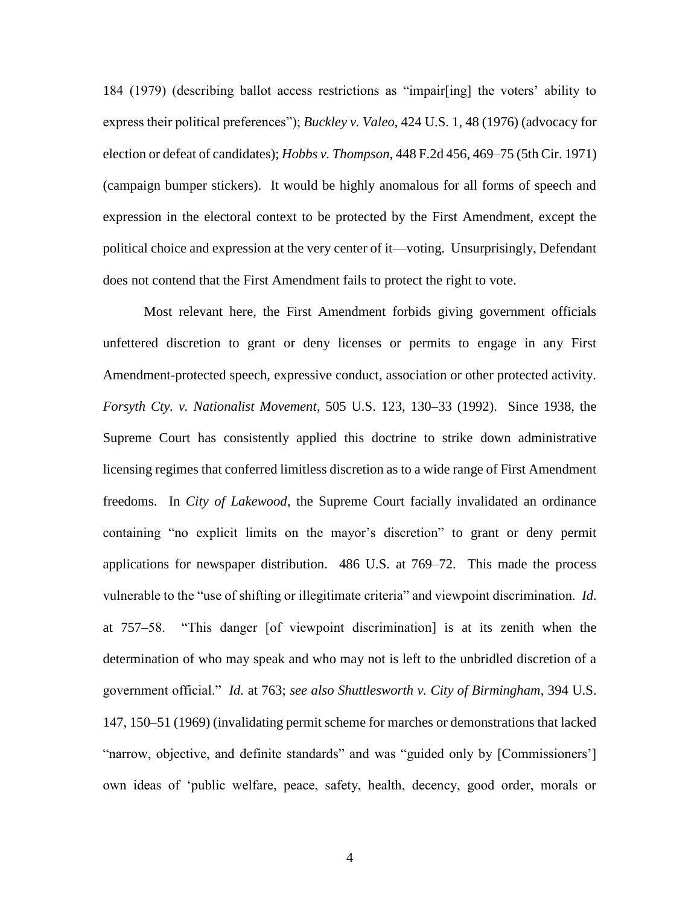184 (1979) (describing ballot access restrictions as "impair[ing] the voters' ability to express their political preferences"); *Buckley v. Valeo*, 424 U.S. 1, 48 (1976) (advocacy for election or defeat of candidates); *Hobbs v. Thompson*, 448 F.2d 456, 469–75 (5th Cir. 1971) (campaign bumper stickers). It would be highly anomalous for all forms of speech and expression in the electoral context to be protected by the First Amendment, except the political choice and expression at the very center of it—voting. Unsurprisingly, Defendant does not contend that the First Amendment fails to protect the right to vote.

Most relevant here, the First Amendment forbids giving government officials unfettered discretion to grant or deny licenses or permits to engage in any First Amendment-protected speech, expressive conduct, association or other protected activity. *Forsyth Cty. v. Nationalist Movement*, 505 U.S. 123, 130–33 (1992). Since 1938, the Supreme Court has consistently applied this doctrine to strike down administrative licensing regimes that conferred limitless discretion as to a wide range of First Amendment freedoms. In *City of Lakewood*, the Supreme Court facially invalidated an ordinance containing "no explicit limits on the mayor's discretion" to grant or deny permit applications for newspaper distribution. 486 U.S. at 769–72. This made the process vulnerable to the "use of shifting or illegitimate criteria" and viewpoint discrimination. *Id.* at 757–58. "This danger [of viewpoint discrimination] is at its zenith when the determination of who may speak and who may not is left to the unbridled discretion of a government official." *Id.* at 763; *see also Shuttlesworth v. City of Birmingham*, 394 U.S. 147, 150–51 (1969) (invalidating permit scheme for marches or demonstrations that lacked "narrow, objective, and definite standards" and was "guided only by [Commissioners'] own ideas of 'public welfare, peace, safety, health, decency, good order, morals or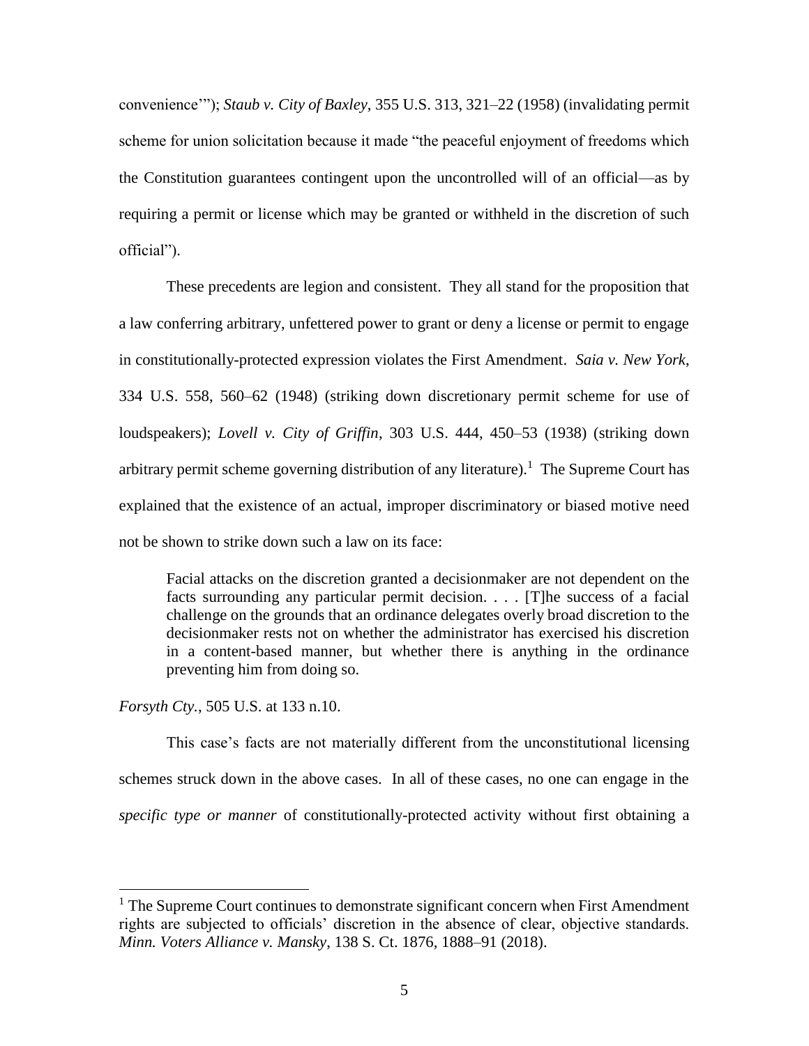convenience'"); *Staub v. City of Baxley*, 355 U.S. 313, 321–22 (1958) (invalidating permit scheme for union solicitation because it made "the peaceful enjoyment of freedoms which the Constitution guarantees contingent upon the uncontrolled will of an official—as by requiring a permit or license which may be granted or withheld in the discretion of such official").

These precedents are legion and consistent. They all stand for the proposition that a law conferring arbitrary, unfettered power to grant or deny a license or permit to engage in constitutionally-protected expression violates the First Amendment. *Saia v. New York*, 334 U.S. 558, 560–62 (1948) (striking down discretionary permit scheme for use of loudspeakers); *Lovell v. City of Griffin*, 303 U.S. 444, 450–53 (1938) (striking down arbitrary permit scheme governing distribution of any literature).[1] The Supreme Court has explained that the existence of an actual, improper discriminatory or biased motive need not be shown to strike down such a law on its face:

> Facial attacks on the discretion granted a decisionmaker are not dependent on the facts surrounding any particular permit decision. . . . [T]he success of a facial challenge on the grounds that an ordinance delegates overly broad discretion to the decisionmaker rests not on whether the administrator has exercised his discretion in a content-based manner, but whether there is anything in the ordinance preventing him from doing so.

*Forsyth Cty.*, 505 U.S. at 133 n.10.

This case's facts are not materially different from the unconstitutional licensing schemes struck down in the above cases. In all of these cases, no one can engage in the *specific type or manner* of constitutionally-protected activity without first obtaining a

[1] The Supreme Court continues to demonstrate significant concern when First Amendment rights are subjected to officials' discretion in the absence of clear, objective standards. *Minn. Voters Alliance v. Mansky*, 138 S. Ct. 1876, 1888–91 (2018).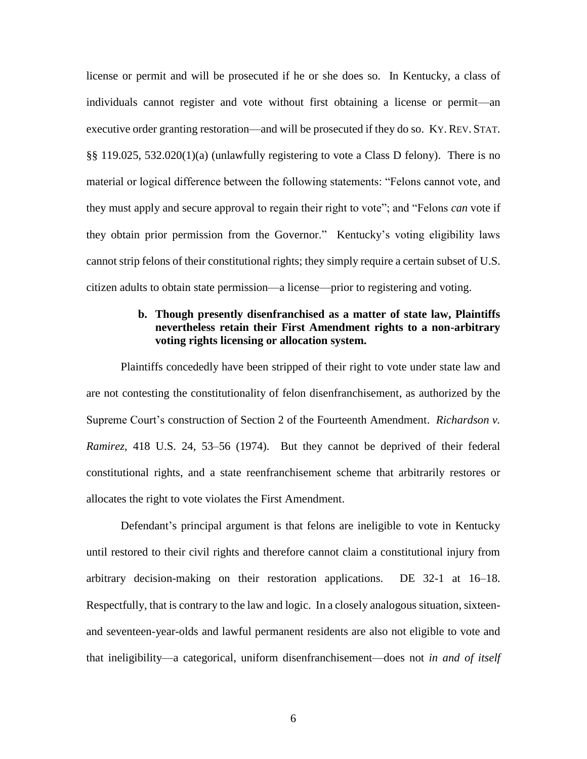license or permit and will be prosecuted if he or she does so. In Kentucky, a class of individuals cannot register and vote without first obtaining a license or permit—an executive order granting restoration—and will be prosecuted if they do so. KY. REV. STAT. §§ 119.025, 532.020(1)(a) (unlawfully registering to vote a Class D felony). There is no material or logical difference between the following statements: "Felons cannot vote, and they must apply and secure approval to regain their right to vote"; and "Felons *can* vote if they obtain prior permission from the Governor." Kentucky's voting eligibility laws cannot strip felons of their constitutional rights; they simply require a certain subset of U.S. citizen adults to obtain state permission—a license—prior to registering and voting.

**b. Though presently disenfranchised as a matter of state law, Plaintiffs nevertheless retain their First Amendment rights to a non-arbitrary voting rights licensing or allocation system.**

Plaintiffs concededly have been stripped of their right to vote under state law and are not contesting the constitutionality of felon disenfranchisement, as authorized by the Supreme Court's construction of Section 2 of the Fourteenth Amendment. *Richardson v. Ramirez*, 418 U.S. 24, 53–56 (1974). But they cannot be deprived of their federal constitutional rights, and a state reenfranchisement scheme that arbitrarily restores or allocates the right to vote violates the First Amendment.

Defendant's principal argument is that felons are ineligible to vote in Kentucky until restored to their civil rights and therefore cannot claim a constitutional injury from arbitrary decision-making on their restoration applications. DE 32-1 at 16–18. Respectfully, that is contrary to the law and logic. In a closely analogous situation, sixteen- and seventeen-year-olds and lawful permanent residents are also not eligible to vote and that ineligibility—a categorical, uniform disenfranchisement—does not *in and of itself*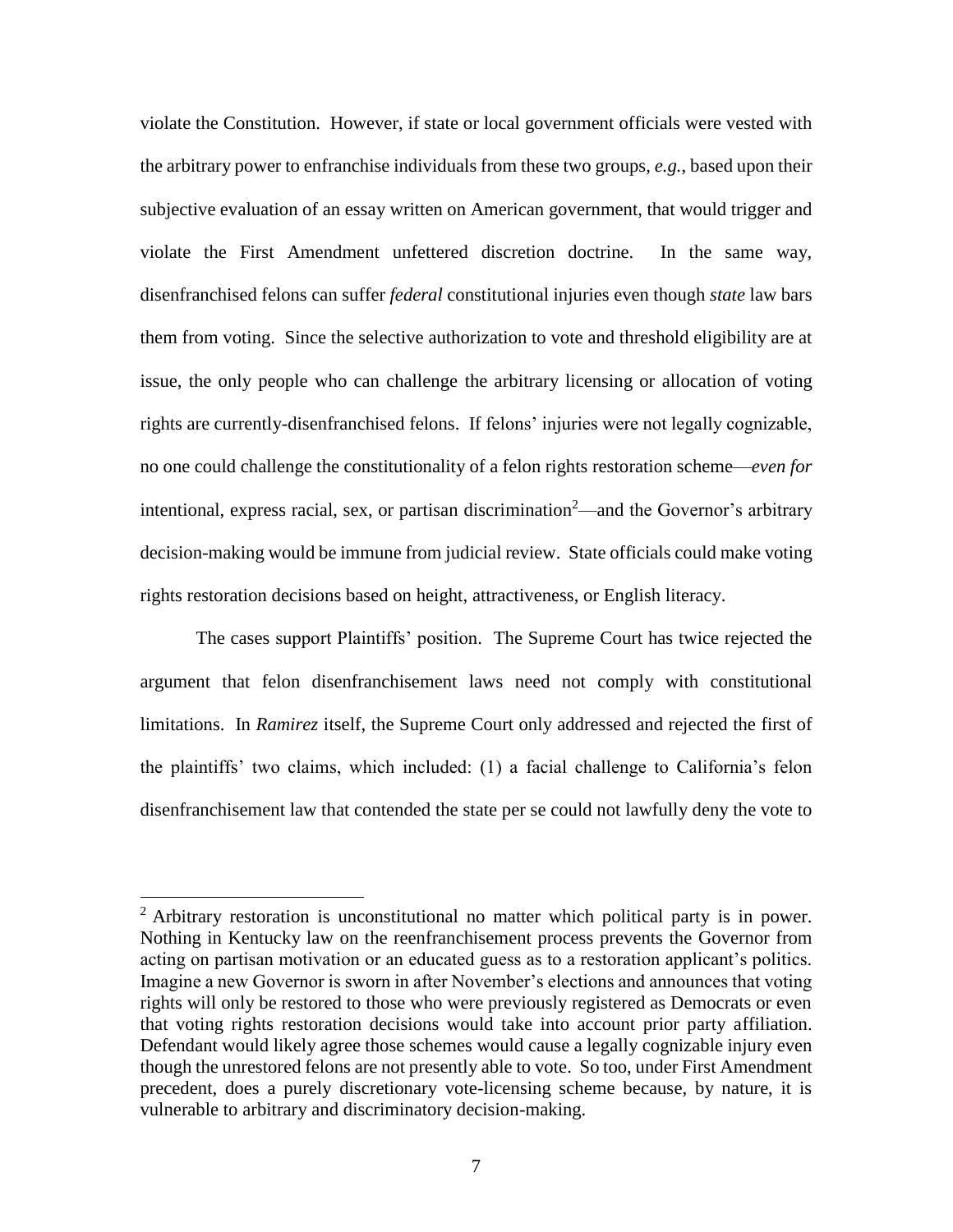violate the Constitution. However, if state or local government officials were vested with the arbitrary power to enfranchise individuals from these two groups, *e.g.*, based upon their subjective evaluation of an essay written on American government, that would trigger and violate the First Amendment unfettered discretion doctrine. In the same way, disenfranchised felons can suffer *federal* constitutional injuries even though *state* law bars them from voting. Since the selective authorization to vote and threshold eligibility are at issue, the only people who can challenge the arbitrary licensing or allocation of voting rights are currently-disenfranchised felons. If felons' injuries were not legally cognizable, no one could challenge the constitutionality of a felon rights restoration scheme—*even for* intentional, express racial, sex, or partisan discrimination[2]—and the Governor's arbitrary decision-making would be immune from judicial review. State officials could make voting rights restoration decisions based on height, attractiveness, or English literacy.

The cases support Plaintiffs' position. The Supreme Court has twice rejected the argument that felon disenfranchisement laws need not comply with constitutional limitations. In *Ramirez* itself, the Supreme Court only addressed and rejected the first of the plaintiffs' two claims, which included: (1) a facial challenge to California's felon disenfranchisement law that contended the state per se could not lawfully deny the vote to

---

[2] Arbitrary restoration is unconstitutional no matter which political party is in power. Nothing in Kentucky law on the reenfranchisement process prevents the Governor from acting on partisan motivation or an educated guess as to a restoration applicant's politics. Imagine a new Governor is sworn in after November's elections and announces that voting rights will only be restored to those who were previously registered as Democrats or even that voting rights restoration decisions would take into account prior party affiliation. Defendant would likely agree those schemes would cause a legally cognizable injury even though the unrestored felons are not presently able to vote. So too, under First Amendment precedent, does a purely discretionary vote-licensing scheme because, by nature, it is vulnerable to arbitrary and discriminatory decision-making.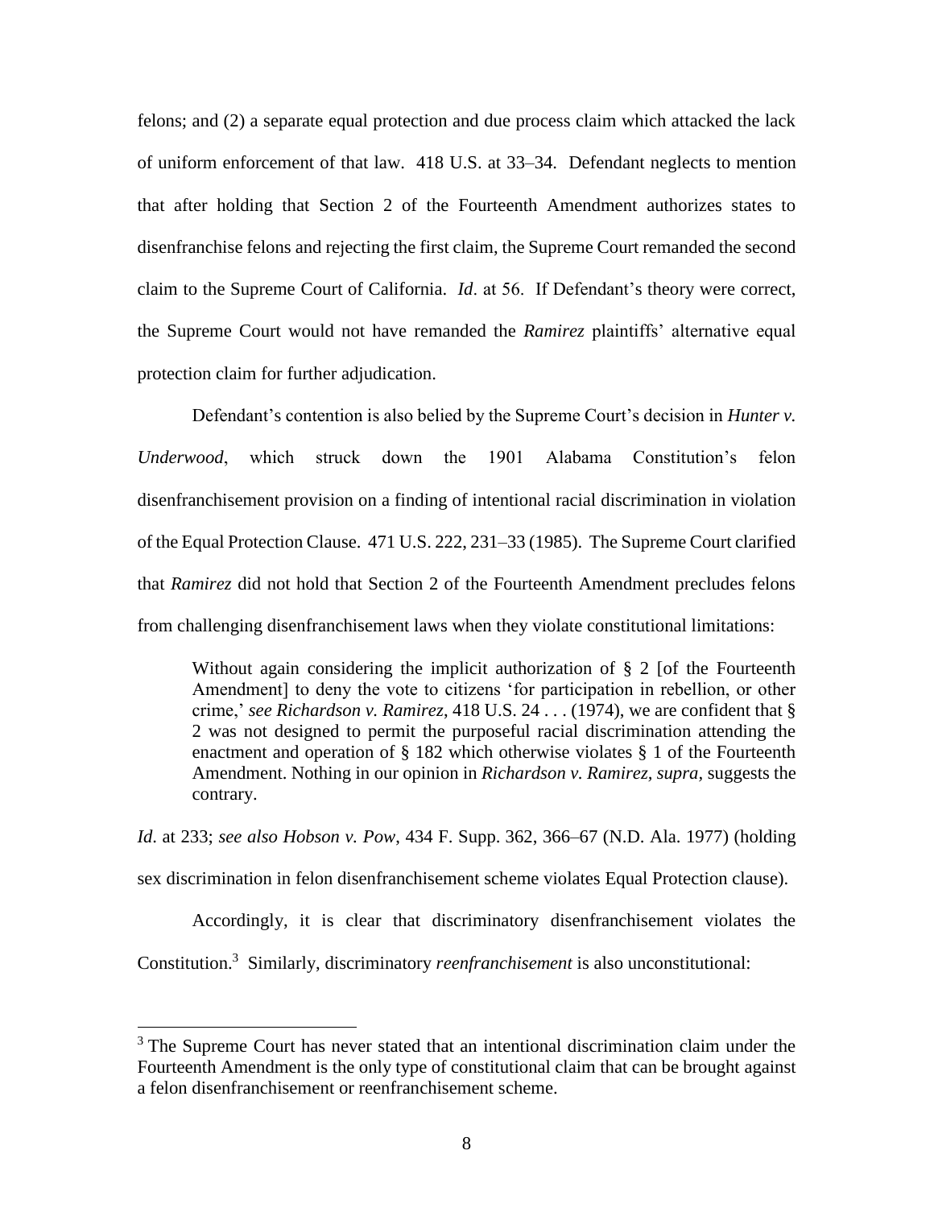felons; and (2) a separate equal protection and due process claim which attacked the lack of uniform enforcement of that law. 418 U.S. at 33–34. Defendant neglects to mention that after holding that Section 2 of the Fourteenth Amendment authorizes states to disenfranchise felons and rejecting the first claim, the Supreme Court remanded the second claim to the Supreme Court of California. *Id*. at 56. If Defendant's theory were correct, the Supreme Court would not have remanded the *Ramirez* plaintiffs' alternative equal protection claim for further adjudication.

Defendant's contention is also belied by the Supreme Court's decision in *Hunter v. Underwood*, which struck down the 1901 Alabama Constitution's felon disenfranchisement provision on a finding of intentional racial discrimination in violation of the Equal Protection Clause. 471 U.S. 222, 231–33 (1985). The Supreme Court clarified that *Ramirez* did not hold that Section 2 of the Fourteenth Amendment precludes felons from challenging disenfranchisement laws when they violate constitutional limitations:

> Without again considering the implicit authorization of § 2 [of the Fourteenth Amendment] to deny the vote to citizens 'for participation in rebellion, or other crime,' *see Richardson v. Ramirez*, 418 U.S. 24 . . . (1974), we are confident that § 2 was not designed to permit the purposeful racial discrimination attending the enactment and operation of § 182 which otherwise violates § 1 of the Fourteenth Amendment. Nothing in our opinion in *Richardson v. Ramirez, supra*, suggests the contrary.

*Id*. at 233; *see also Hobson v. Pow*, 434 F. Supp. 362, 366–67 (N.D. Ala. 1977) (holding sex discrimination in felon disenfranchisement scheme violates Equal Protection clause).

Accordingly, it is clear that discriminatory disenfranchisement violates the Constitution.[3] Similarly, discriminatory *reenfranchisement* is also unconstitutional:

[3] The Supreme Court has never stated that an intentional discrimination claim under the Fourteenth Amendment is the only type of constitutional claim that can be brought against a felon disenfranchisement or reenfranchisement scheme.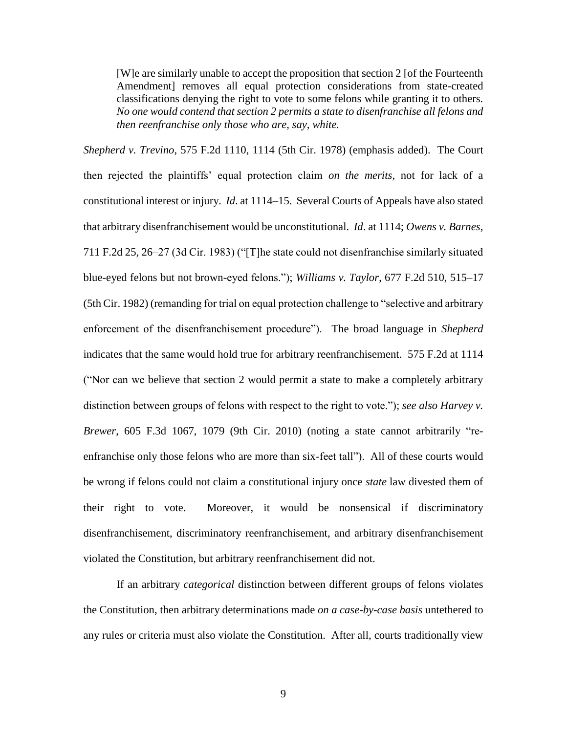> [W]e are similarly unable to accept the proposition that section 2 [of the Fourteenth Amendment] removes all equal protection considerations from state-created classifications denying the right to vote to some felons while granting it to others. *No one would contend that section 2 permits a state to disenfranchise all felons and then reenfranchise only those who are, say, white.*

*Shepherd v. Trevino*, 575 F.2d 1110, 1114 (5th Cir. 1978) (emphasis added). The Court then rejected the plaintiffs' equal protection claim *on the merits*, not for lack of a constitutional interest or injury. *Id*. at 1114–15. Several Courts of Appeals have also stated that arbitrary disenfranchisement would be unconstitutional. *Id*. at 1114; *Owens v. Barnes*, 711 F.2d 25, 26–27 (3d Cir. 1983) ("[T]he state could not disenfranchise similarly situated blue-eyed felons but not brown-eyed felons."); *Williams v. Taylor*, 677 F.2d 510, 515–17 (5th Cir. 1982) (remanding for trial on equal protection challenge to "selective and arbitrary enforcement of the disenfranchisement procedure"). The broad language in *Shepherd* indicates that the same would hold true for arbitrary reenfranchisement. 575 F.2d at 1114 ("Nor can we believe that section 2 would permit a state to make a completely arbitrary distinction between groups of felons with respect to the right to vote."); *see also Harvey v. Brewer*, 605 F.3d 1067, 1079 (9th Cir. 2010) (noting a state cannot arbitrarily "re-enfranchise only those felons who are more than six-feet tall"). All of these courts would be wrong if felons could not claim a constitutional injury once *state* law divested them of their right to vote. Moreover, it would be nonsensical if discriminatory disenfranchisement, discriminatory reenfranchisement, and arbitrary disenfranchisement violated the Constitution, but arbitrary reenfranchisement did not.

If an arbitrary *categorical* distinction between different groups of felons violates the Constitution, then arbitrary determinations made *on a case-by-case basis* untethered to any rules or criteria must also violate the Constitution. After all, courts traditionally view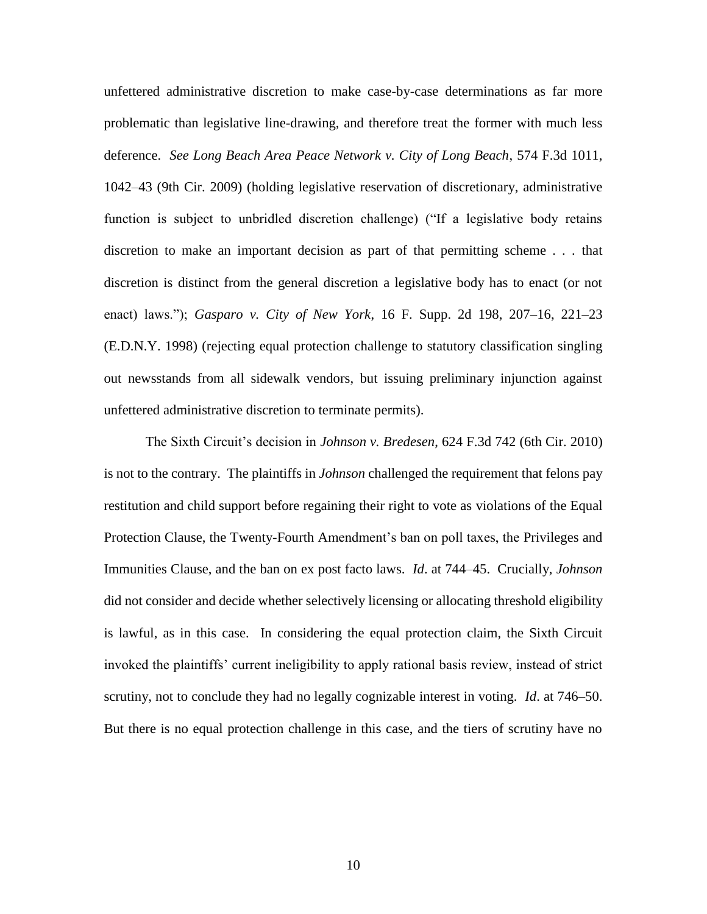unfettered administrative discretion to make case-by-case determinations as far more problematic than legislative line-drawing, and therefore treat the former with much less deference. *See Long Beach Area Peace Network v. City of Long Beach*, 574 F.3d 1011, 1042–43 (9th Cir. 2009) (holding legislative reservation of discretionary, administrative function is subject to unbridled discretion challenge) ("If a legislative body retains discretion to make an important decision as part of that permitting scheme . . . that discretion is distinct from the general discretion a legislative body has to enact (or not enact) laws."); *Gasparo v. City of New York*, 16 F. Supp. 2d 198, 207–16, 221–23 (E.D.N.Y. 1998) (rejecting equal protection challenge to statutory classification singling out newsstands from all sidewalk vendors, but issuing preliminary injunction against unfettered administrative discretion to terminate permits).

The Sixth Circuit's decision in *Johnson v. Bredesen*, 624 F.3d 742 (6th Cir. 2010) is not to the contrary. The plaintiffs in *Johnson* challenged the requirement that felons pay restitution and child support before regaining their right to vote as violations of the Equal Protection Clause, the Twenty-Fourth Amendment's ban on poll taxes, the Privileges and Immunities Clause, and the ban on ex post facto laws. *Id*. at 744–45. Crucially, *Johnson* did not consider and decide whether selectively licensing or allocating threshold eligibility is lawful, as in this case. In considering the equal protection claim, the Sixth Circuit invoked the plaintiffs' current ineligibility to apply rational basis review, instead of strict scrutiny, not to conclude they had no legally cognizable interest in voting. *Id*. at 746–50. But there is no equal protection challenge in this case, and the tiers of scrutiny have no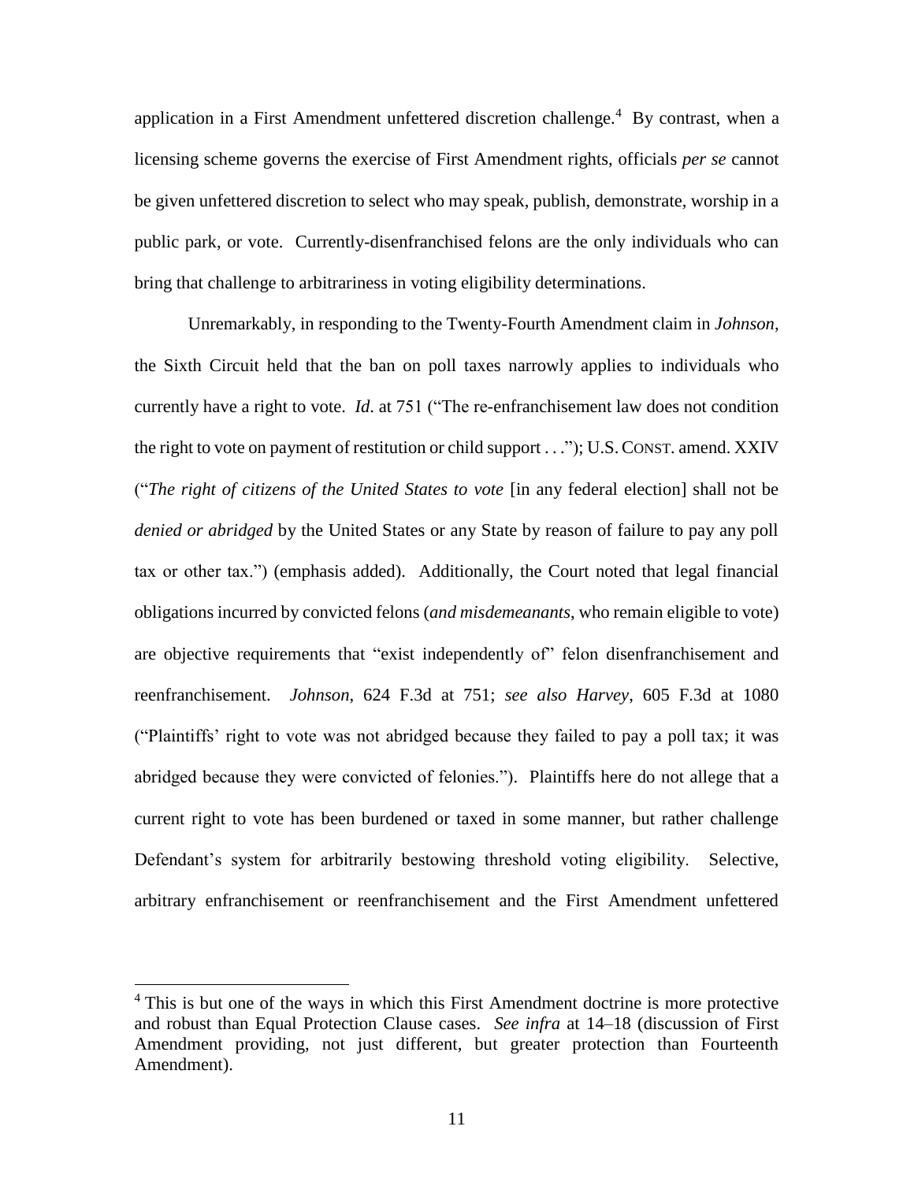application in a First Amendment unfettered discretion challenge.[4] By contrast, when a licensing scheme governs the exercise of First Amendment rights, officials *per se* cannot be given unfettered discretion to select who may speak, publish, demonstrate, worship in a public park, or vote. Currently-disenfranchised felons are the only individuals who can bring that challenge to arbitrariness in voting eligibility determinations.

Unremarkably, in responding to the Twenty-Fourth Amendment claim in *Johnson*, the Sixth Circuit held that the ban on poll taxes narrowly applies to individuals who currently have a right to vote. *Id*. at 751 ("The re-enfranchisement law does not condition the right to vote on payment of restitution or child support . . ."); U.S. CONST. amend. XXIV ("*The right of citizens of the United States to vote* [in any federal election] shall not be *denied or abridged* by the United States or any State by reason of failure to pay any poll tax or other tax.") (emphasis added). Additionally, the Court noted that legal financial obligations incurred by convicted felons (*and misdemeanants*, who remain eligible to vote) are objective requirements that "exist independently of" felon disenfranchisement and reenfranchisement. *Johnson*, 624 F.3d at 751; *see also Harvey*, 605 F.3d at 1080 ("Plaintiffs' right to vote was not abridged because they failed to pay a poll tax; it was abridged because they were convicted of felonies."). Plaintiffs here do not allege that a current right to vote has been burdened or taxed in some manner, but rather challenge Defendant's system for arbitrarily bestowing threshold voting eligibility. Selective, arbitrary enfranchisement or reenfranchisement and the First Amendment unfettered

[4] This is but one of the ways in which this First Amendment doctrine is more protective and robust than Equal Protection Clause cases. *See infra* at 14–18 (discussion of First Amendment providing, not just different, but greater protection than Fourteenth Amendment).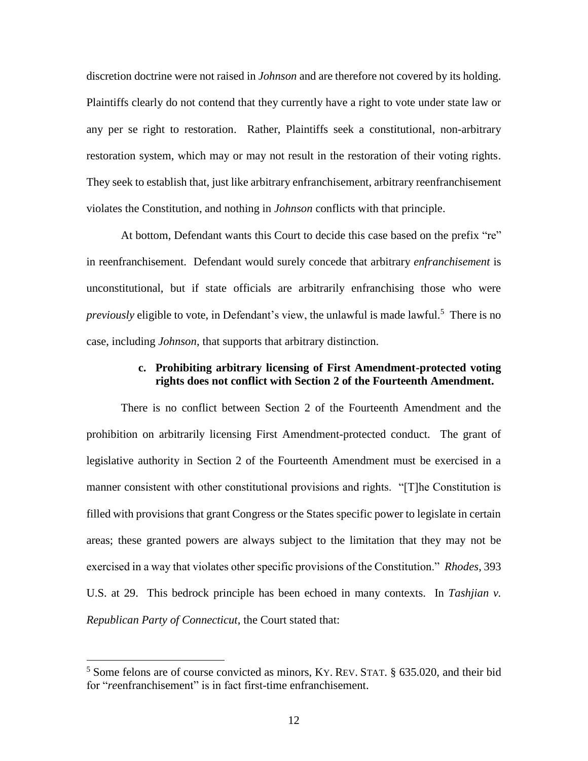discretion doctrine were not raised in *Johnson* and are therefore not covered by its holding. Plaintiffs clearly do not contend that they currently have a right to vote under state law or any per se right to restoration. Rather, Plaintiffs seek a constitutional, non-arbitrary restoration system, which may or may not result in the restoration of their voting rights. They seek to establish that, just like arbitrary enfranchisement, arbitrary reenfranchisement violates the Constitution, and nothing in *Johnson* conflicts with that principle.

At bottom, Defendant wants this Court to decide this case based on the prefix "re" in reenfranchisement. Defendant would surely concede that arbitrary *enfranchisement* is unconstitutional, but if state officials are arbitrarily enfranchising those who were *previously* eligible to vote, in Defendant's view, the unlawful is made lawful.[5] There is no case, including *Johnson*, that supports that arbitrary distinction.

#### c. Prohibiting arbitrary licensing of First Amendment-protected voting rights does not conflict with Section 2 of the Fourteenth Amendment.

There is no conflict between Section 2 of the Fourteenth Amendment and the prohibition on arbitrarily licensing First Amendment-protected conduct. The grant of legislative authority in Section 2 of the Fourteenth Amendment must be exercised in a manner consistent with other constitutional provisions and rights. "[T]he Constitution is filled with provisions that grant Congress or the States specific power to legislate in certain areas; these granted powers are always subject to the limitation that they may not be exercised in a way that violates other specific provisions of the Constitution." *Rhodes*, 393 U.S. at 29. This bedrock principle has been echoed in many contexts. In *Tashjian v. Republican Party of Connecticut*, the Court stated that:

---

[5] Some felons are of course convicted as minors, KY. REV. STAT. § 635.020, and their bid for "*re*enfranchisement" is in fact first-time enfranchisement.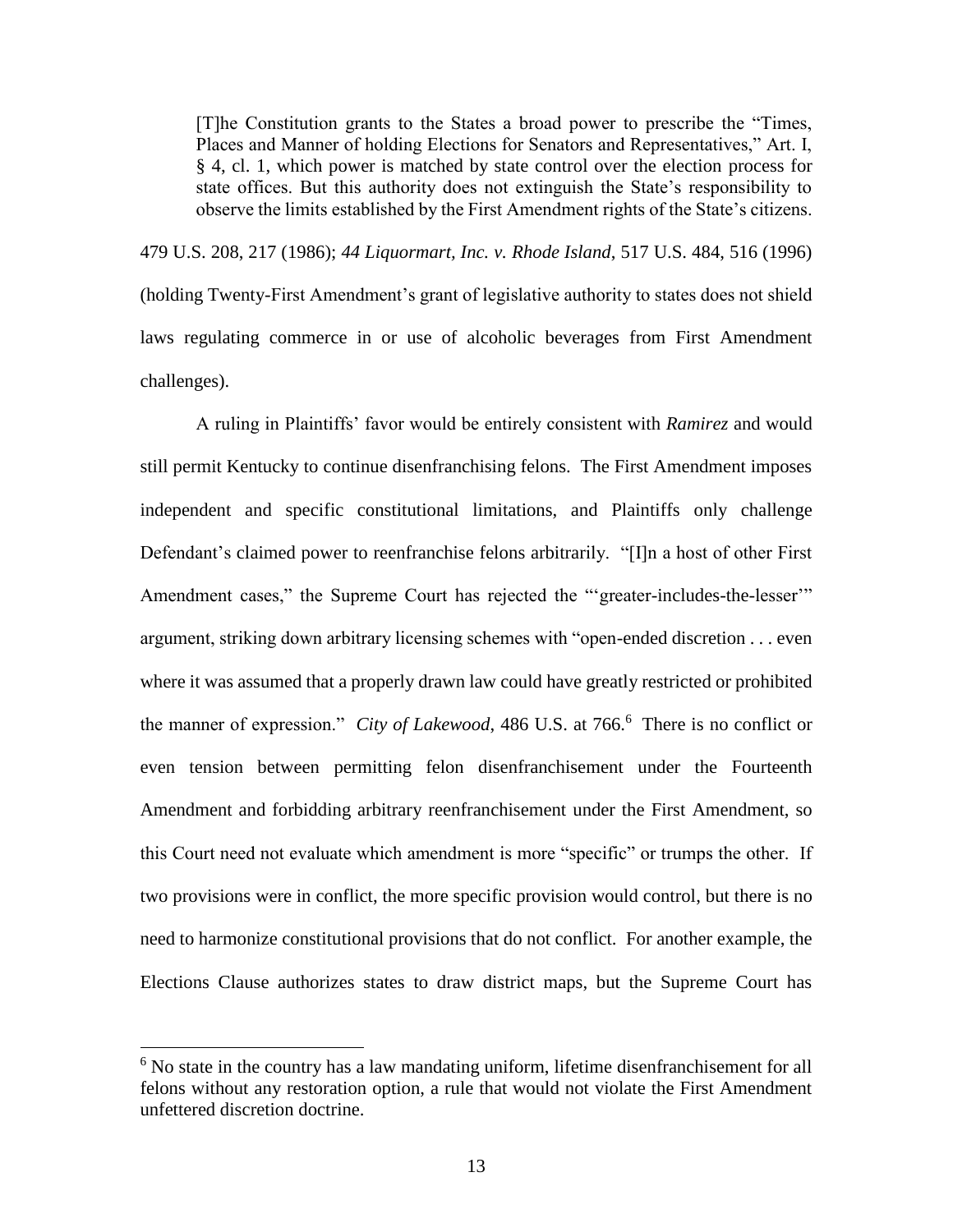> [T]he Constitution grants to the States a broad power to prescribe the "Times, Places and Manner of holding Elections for Senators and Representatives," Art. I, § 4, cl. 1, which power is matched by state control over the election process for state offices. But this authority does not extinguish the State's responsibility to observe the limits established by the First Amendment rights of the State's citizens.

479 U.S. 208, 217 (1986); *44 Liquormart, Inc. v. Rhode Island*, 517 U.S. 484, 516 (1996) (holding Twenty-First Amendment's grant of legislative authority to states does not shield laws regulating commerce in or use of alcoholic beverages from First Amendment challenges).

A ruling in Plaintiffs' favor would be entirely consistent with *Ramirez* and would still permit Kentucky to continue disenfranchising felons. The First Amendment imposes independent and specific constitutional limitations, and Plaintiffs only challenge Defendant's claimed power to reenfranchise felons arbitrarily. "[I]n a host of other First Amendment cases," the Supreme Court has rejected the "'greater-includes-the-lesser'" argument, striking down arbitrary licensing schemes with "open-ended discretion . . . even where it was assumed that a properly drawn law could have greatly restricted or prohibited the manner of expression." *City of Lakewood*, 486 U.S. at 766.[6] There is no conflict or even tension between permitting felon disenfranchisement under the Fourteenth Amendment and forbidding arbitrary reenfranchisement under the First Amendment, so this Court need not evaluate which amendment is more "specific" or trumps the other. If two provisions were in conflict, the more specific provision would control, but there is no need to harmonize constitutional provisions that do not conflict. For another example, the Elections Clause authorizes states to draw district maps, but the Supreme Court has

[6] No state in the country has a law mandating uniform, lifetime disenfranchisement for all felons without any restoration option, a rule that would not violate the First Amendment unfettered discretion doctrine.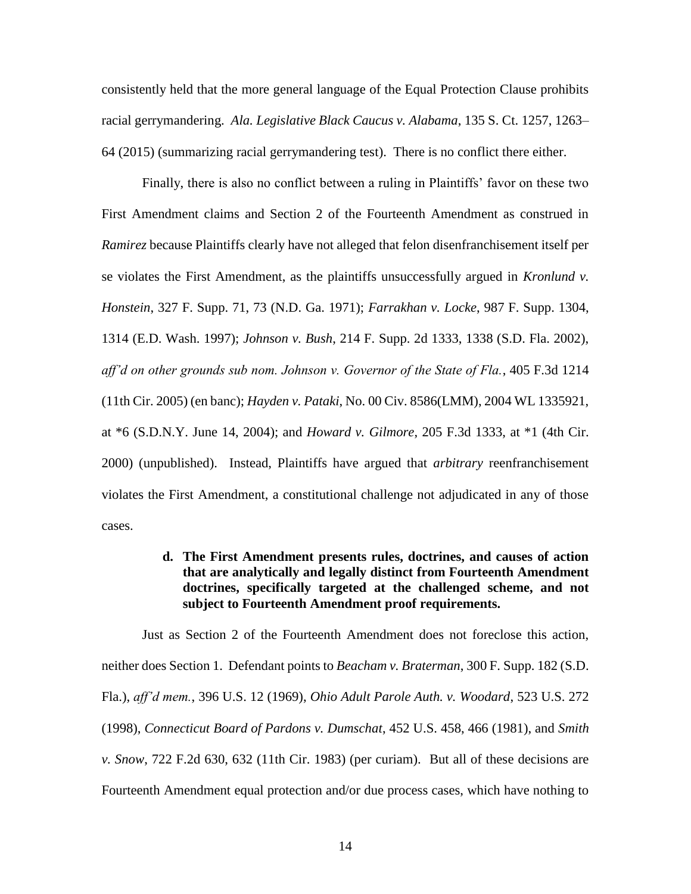consistently held that the more general language of the Equal Protection Clause prohibits racial gerrymandering. *Ala. Legislative Black Caucus v. Alabama*, 135 S. Ct. 1257, 1263–64 (2015) (summarizing racial gerrymandering test). There is no conflict there either.

Finally, there is also no conflict between a ruling in Plaintiffs' favor on these two First Amendment claims and Section 2 of the Fourteenth Amendment as construed in *Ramirez* because Plaintiffs clearly have not alleged that felon disenfranchisement itself per se violates the First Amendment, as the plaintiffs unsuccessfully argued in *Kronlund v. Honstein*, 327 F. Supp. 71, 73 (N.D. Ga. 1971); *Farrakhan v. Locke*, 987 F. Supp. 1304, 1314 (E.D. Wash. 1997); *Johnson v. Bush*, 214 F. Supp. 2d 1333, 1338 (S.D. Fla. 2002), *aff'd on other grounds sub nom. Johnson v. Governor of the State of Fla.*, 405 F.3d 1214 (11th Cir. 2005) (en banc); *Hayden v. Pataki*, No. 00 Civ. 8586(LMM), 2004 WL 1335921, at *6 (S.D.N.Y. June 14, 2004); and *Howard v. Gilmore*, 205 F.3d 1333, at *1 (4th Cir. 2000) (unpublished). Instead, Plaintiffs have argued that *arbitrary* reenfranchisement violates the First Amendment, a constitutional challenge not adjudicated in any of those cases.

**d. The First Amendment presents rules, doctrines, and causes of action that are analytically and legally distinct from Fourteenth Amendment doctrines, specifically targeted at the challenged scheme, and not subject to Fourteenth Amendment proof requirements.**

Just as Section 2 of the Fourteenth Amendment does not foreclose this action, neither does Section 1. Defendant points to *Beacham v. Braterman*, 300 F. Supp. 182 (S.D. Fla.), *aff'd mem.*, 396 U.S. 12 (1969), *Ohio Adult Parole Auth. v. Woodard*, 523 U.S. 272 (1998), *Connecticut Board of Pardons v. Dumschat*, 452 U.S. 458, 466 (1981), and *Smith v. Snow*, 722 F.2d 630, 632 (11th Cir. 1983) (per curiam). But all of these decisions are Fourteenth Amendment equal protection and/or due process cases, which have nothing to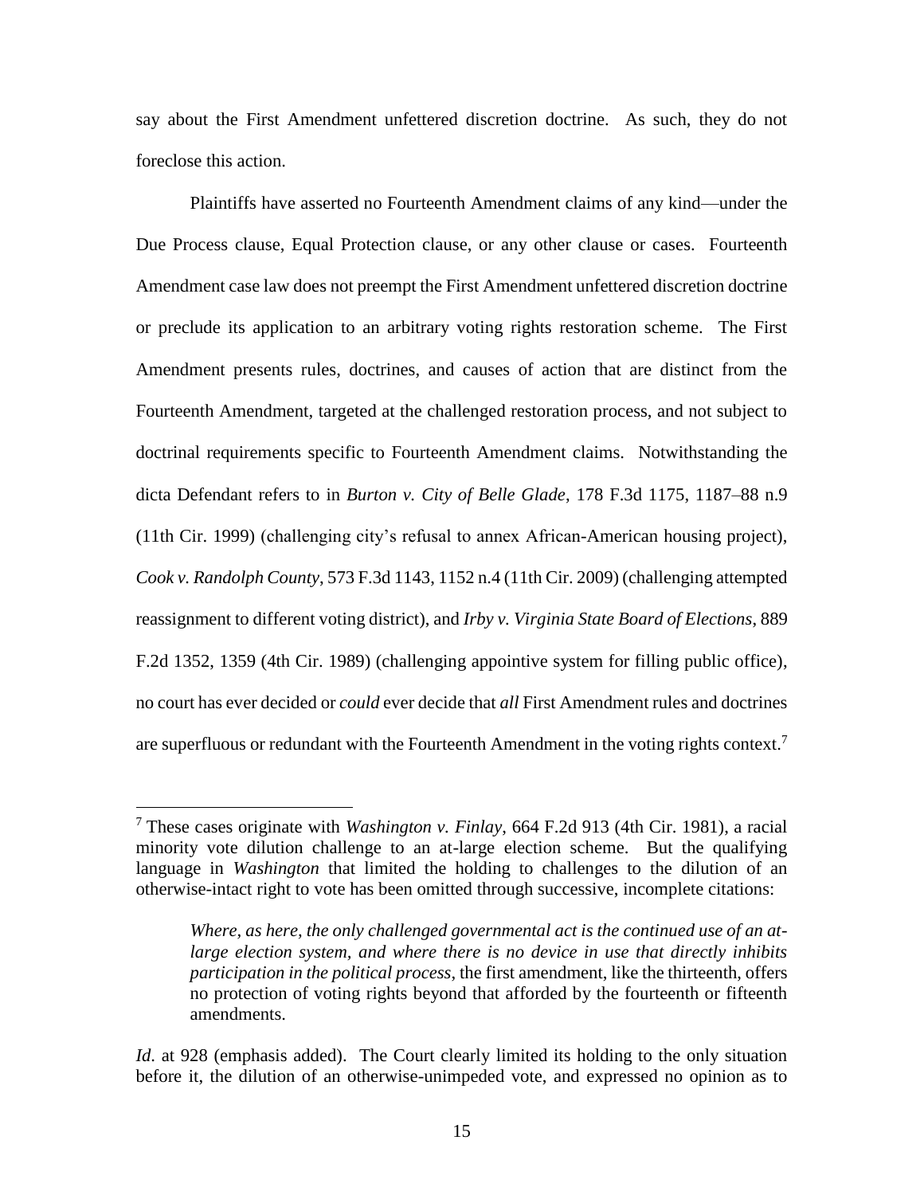say about the First Amendment unfettered discretion doctrine. As such, they do not foreclose this action.

Plaintiffs have asserted no Fourteenth Amendment claims of any kind—under the Due Process clause, Equal Protection clause, or any other clause or cases. Fourteenth Amendment case law does not preempt the First Amendment unfettered discretion doctrine or preclude its application to an arbitrary voting rights restoration scheme. The First Amendment presents rules, doctrines, and causes of action that are distinct from the Fourteenth Amendment, targeted at the challenged restoration process, and not subject to doctrinal requirements specific to Fourteenth Amendment claims. Notwithstanding the dicta Defendant refers to in *Burton v. City of Belle Glade*, 178 F.3d 1175, 1187–88 n.9 (11th Cir. 1999) (challenging city's refusal to annex African-American housing project), *Cook v. Randolph County*, 573 F.3d 1143, 1152 n.4 (11th Cir. 2009) (challenging attempted reassignment to different voting district), and *Irby v. Virginia State Board of Elections*, 889 F.2d 1352, 1359 (4th Cir. 1989) (challenging appointive system for filling public office), no court has ever decided or *could* ever decide that *all* First Amendment rules and doctrines are superfluous or redundant with the Fourteenth Amendment in the voting rights context.[7]

---

[7] These cases originate with *Washington v. Finlay*, 664 F.2d 913 (4th Cir. 1981), a racial minority vote dilution challenge to an at-large election scheme. But the qualifying language in *Washington* that limited the holding to challenges to the dilution of an otherwise-intact right to vote has been omitted through successive, incomplete citations:

> *Where, as here, the only challenged governmental act is the continued use of an at-large election system, and where there is no device in use that directly inhibits participation in the political process*, the first amendment, like the thirteenth, offers no protection of voting rights beyond that afforded by the fourteenth or fifteenth amendments.

*Id.* at 928 (emphasis added). The Court clearly limited its holding to the only situation before it, the dilution of an otherwise-unimpeded vote, and expressed no opinion as to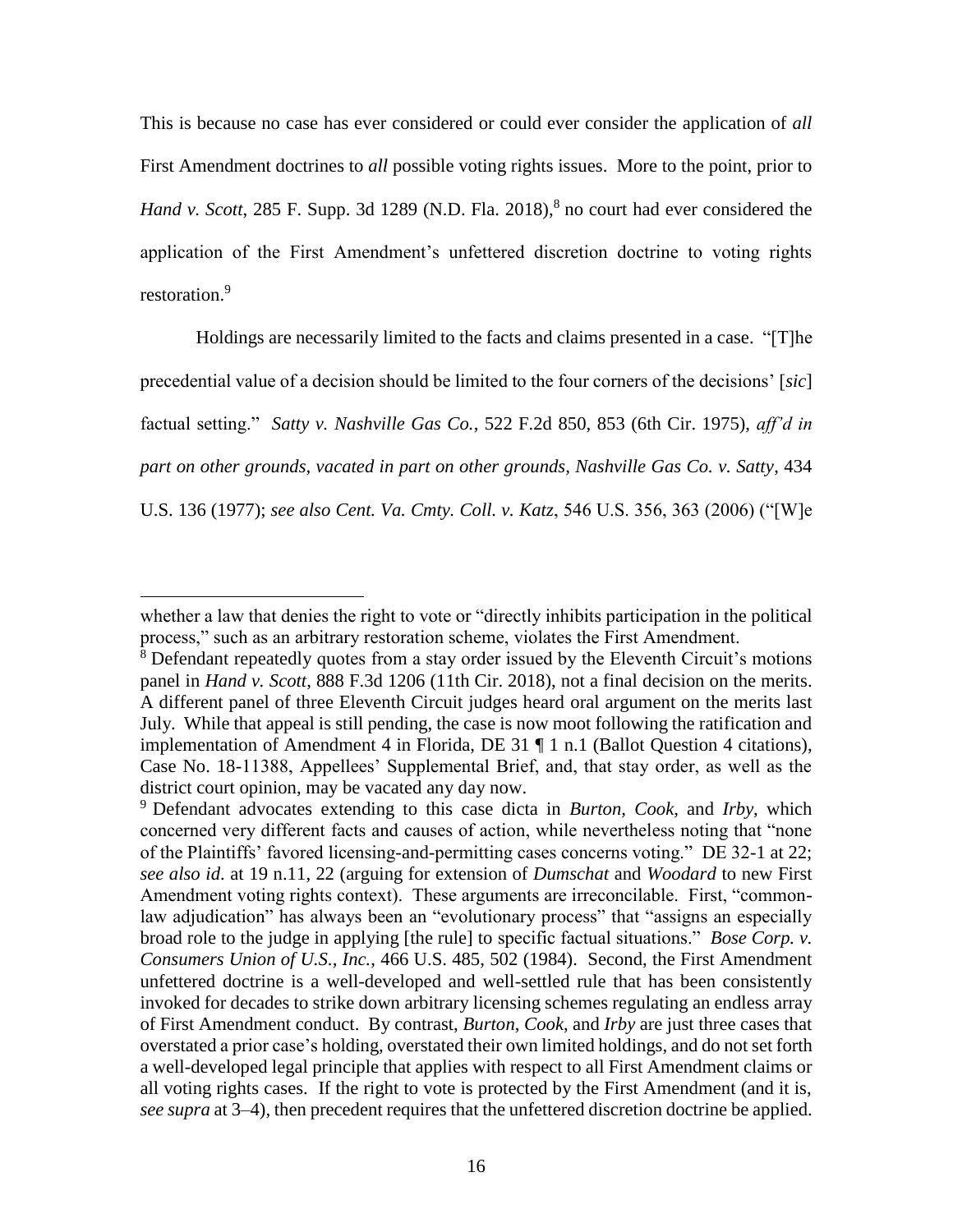This is because no case has ever considered or could ever consider the application of *all* First Amendment doctrines to *all* possible voting rights issues. More to the point, prior to *Hand v. Scott*, 285 F. Supp. 3d 1289 (N.D. Fla. 2018),[8] no court had ever considered the application of the First Amendment's unfettered discretion doctrine to voting rights restoration.[9]

Holdings are necessarily limited to the facts and claims presented in a case. "[T]he precedential value of a decision should be limited to the four corners of the decisions' [*sic*] factual setting." *Satty v. Nashville Gas Co.*, 522 F.2d 850, 853 (6th Cir. 1975), *aff'd in part on other grounds, vacated in part on other grounds*, *Nashville Gas Co. v. Satty*, 434 U.S. 136 (1977); *see also Cent. Va. Cmty. Coll. v. Katz*, 546 U.S. 356, 363 (2006) ("[W]e

---

whether a law that denies the right to vote or "directly inhibits participation in the political process," such as an arbitrary restoration scheme, violates the First Amendment.

[8] Defendant repeatedly quotes from a stay order issued by the Eleventh Circuit's motions panel in *Hand v. Scott*, 888 F.3d 1206 (11th Cir. 2018), not a final decision on the merits. A different panel of three Eleventh Circuit judges heard oral argument on the merits last July. While that appeal is still pending, the case is now moot following the ratification and implementation of Amendment 4 in Florida, DE 31 ¶ 1 n.1 (Ballot Question 4 citations), Case No. 18-11388, Appellees' Supplemental Brief, and, that stay order, as well as the district court opinion, may be vacated any day now.

[9] Defendant advocates extending to this case dicta in *Burton*, *Cook*, and *Irby*, which concerned very different facts and causes of action, while nevertheless noting that "none of the Plaintiffs' favored licensing-and-permitting cases concerns voting." DE 32-1 at 22; *see also id.* at 19 n.11, 22 (arguing for extension of *Dumschat* and *Woodard* to new First Amendment voting rights context). These arguments are irreconcilable. First, "common-law adjudication" has always been an "evolutionary process" that "assigns an especially broad role to the judge in applying [the rule] to specific factual situations." *Bose Corp. v. Consumers Union of U.S., Inc.*, 466 U.S. 485, 502 (1984). Second, the First Amendment unfettered doctrine is a well-developed and well-settled rule that has been consistently invoked for decades to strike down arbitrary licensing schemes regulating an endless array of First Amendment conduct. By contrast, *Burton*, *Cook*, and *Irby* are just three cases that overstated a prior case's holding, overstated their own limited holdings, and do not set forth a well-developed legal principle that applies with respect to all First Amendment claims or all voting rights cases. If the right to vote is protected by the First Amendment (and it is, *see supra* at 3–4), then precedent requires that the unfettered discretion doctrine be applied.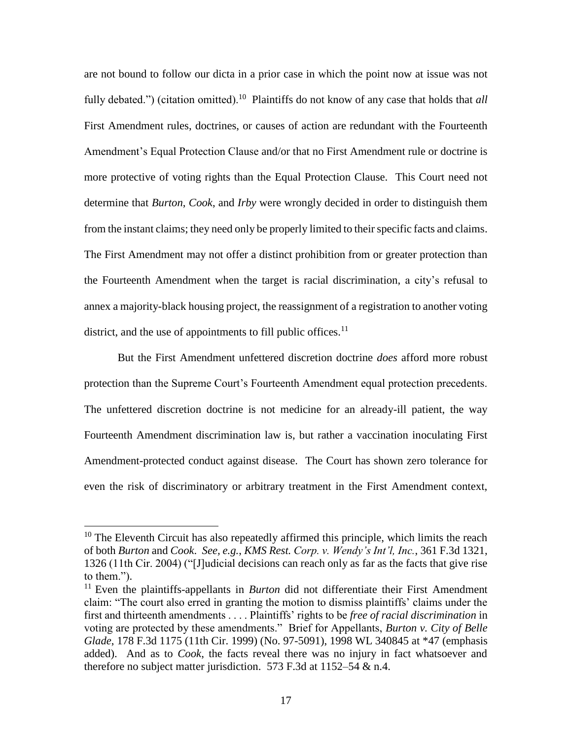are not bound to follow our dicta in a prior case in which the point now at issue was not fully debated.") (citation omitted).[10] Plaintiffs do not know of any case that holds that *all* First Amendment rules, doctrines, or causes of action are redundant with the Fourteenth Amendment's Equal Protection Clause and/or that no First Amendment rule or doctrine is more protective of voting rights than the Equal Protection Clause. This Court need not determine that *Burton*, *Cook*, and *Irby* were wrongly decided in order to distinguish them from the instant claims; they need only be properly limited to their specific facts and claims. The First Amendment may not offer a distinct prohibition from or greater protection than the Fourteenth Amendment when the target is racial discrimination, a city's refusal to annex a majority-black housing project, the reassignment of a registration to another voting district, and the use of appointments to fill public offices.[11]

But the First Amendment unfettered discretion doctrine *does* afford more robust protection than the Supreme Court's Fourteenth Amendment equal protection precedents. The unfettered discretion doctrine is not medicine for an already-ill patient, the way Fourteenth Amendment discrimination law is, but rather a vaccination inoculating First Amendment-protected conduct against disease. The Court has shown zero tolerance for even the risk of discriminatory or arbitrary treatment in the First Amendment context,

[10] The Eleventh Circuit has also repeatedly affirmed this principle, which limits the reach of both *Burton* and *Cook*. *See, e.g.*, *KMS Rest. Corp. v. Wendy's Int'l, Inc.*, 361 F.3d 1321, 1326 (11th Cir. 2004) ("[J]udicial decisions can reach only as far as the facts that give rise to them.").

[11] Even the plaintiffs-appellants in *Burton* did not differentiate their First Amendment claim: "The court also erred in granting the motion to dismiss plaintiffs' claims under the first and thirteenth amendments . . . . Plaintiffs' rights to be *free of racial discrimination* in voting are protected by these amendments." Brief for Appellants, *Burton v. City of Belle Glade*, 178 F.3d 1175 (11th Cir. 1999) (No. 97-5091), 1998 WL 340845 at *47 (emphasis added). And as to *Cook*, the facts reveal there was no injury in fact whatsoever and therefore no subject matter jurisdiction. 573 F.3d at 1152–54 & n.4.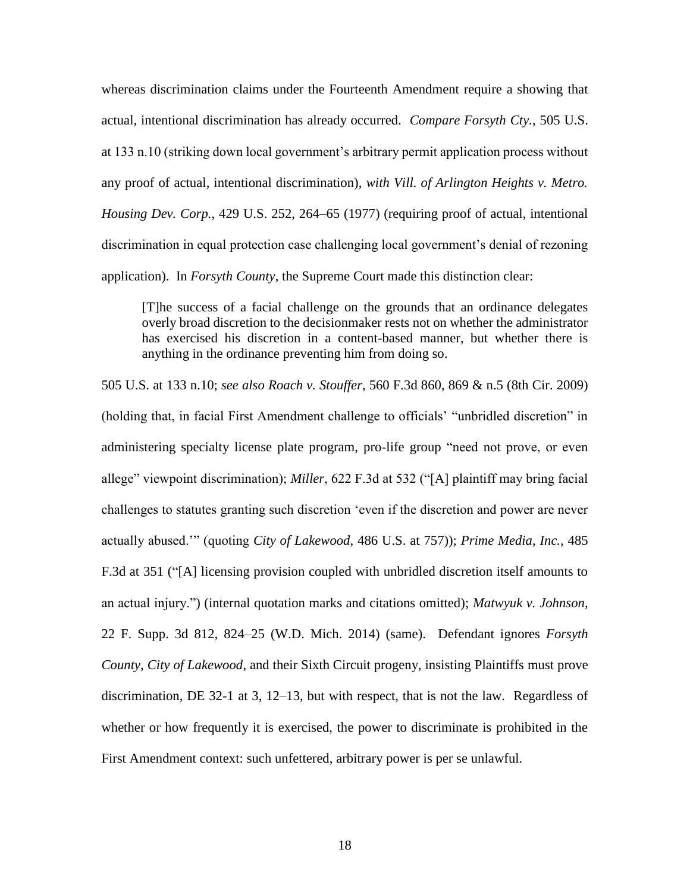whereas discrimination claims under the Fourteenth Amendment require a showing that actual, intentional discrimination has already occurred. *Compare Forsyth Cty.*, 505 U.S. at 133 n.10 (striking down local government's arbitrary permit application process without any proof of actual, intentional discrimination), *with Vill. of Arlington Heights v. Metro. Housing Dev. Corp.*, 429 U.S. 252, 264–65 (1977) (requiring proof of actual, intentional discrimination in equal protection case challenging local government's denial of rezoning application). In *Forsyth County*, the Supreme Court made this distinction clear:

> [T]he success of a facial challenge on the grounds that an ordinance delegates overly broad discretion to the decisionmaker rests not on whether the administrator has exercised his discretion in a content-based manner, but whether there is anything in the ordinance preventing him from doing so.

505 U.S. at 133 n.10; *see also Roach v. Stouffer*, 560 F.3d 860, 869 & n.5 (8th Cir. 2009) (holding that, in facial First Amendment challenge to officials' "unbridled discretion" in administering specialty license plate program, pro-life group "need not prove, or even allege" viewpoint discrimination); *Miller*, 622 F.3d at 532 ("[A] plaintiff may bring facial challenges to statutes granting such discretion 'even if the discretion and power are never actually abused.'" (quoting *City of Lakewood*, 486 U.S. at 757)); *Prime Media, Inc.*, 485 F.3d at 351 ("[A] licensing provision coupled with unbridled discretion itself amounts to an actual injury.") (internal quotation marks and citations omitted); *Matwyuk v. Johnson*, 22 F. Supp. 3d 812, 824–25 (W.D. Mich. 2014) (same). Defendant ignores *Forsyth County*, *City of Lakewood*, and their Sixth Circuit progeny, insisting Plaintiffs must prove discrimination, DE 32-1 at 3, 12–13, but with respect, that is not the law. Regardless of whether or how frequently it is exercised, the power to discriminate is prohibited in the First Amendment context: such unfettered, arbitrary power is per se unlawful.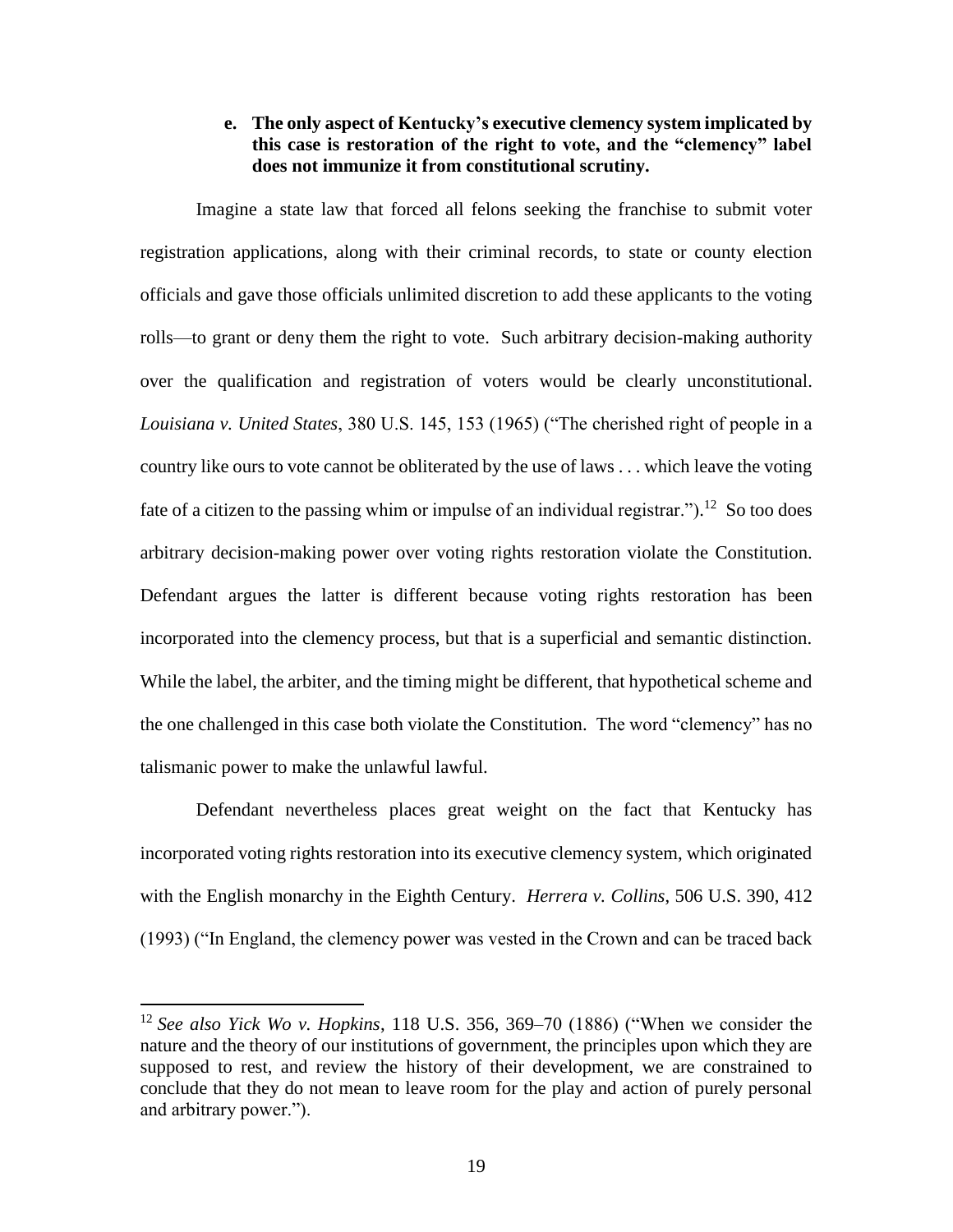**e. The only aspect of Kentucky's executive clemency system implicated by this case is restoration of the right to vote, and the "clemency" label does not immunize it from constitutional scrutiny.**

Imagine a state law that forced all felons seeking the franchise to submit voter registration applications, along with their criminal records, to state or county election officials and gave those officials unlimited discretion to add these applicants to the voting rolls—to grant or deny them the right to vote. Such arbitrary decision-making authority over the qualification and registration of voters would be clearly unconstitutional. *Louisiana v. United States*, 380 U.S. 145, 153 (1965) ("The cherished right of people in a country like ours to vote cannot be obliterated by the use of laws . . . which leave the voting fate of a citizen to the passing whim or impulse of an individual registrar.").[12] So too does arbitrary decision-making power over voting rights restoration violate the Constitution. Defendant argues the latter is different because voting rights restoration has been incorporated into the clemency process, but that is a superficial and semantic distinction. While the label, the arbiter, and the timing might be different, that hypothetical scheme and the one challenged in this case both violate the Constitution. The word "clemency" has no talismanic power to make the unlawful lawful.

Defendant nevertheless places great weight on the fact that Kentucky has incorporated voting rights restoration into its executive clemency system, which originated with the English monarchy in the Eighth Century. *Herrera v. Collins*, 506 U.S. 390, 412 (1993) ("In England, the clemency power was vested in the Crown and can be traced back

---

[12] *See also Yick Wo v. Hopkins*, 118 U.S. 356, 369–70 (1886) ("When we consider the nature and the theory of our institutions of government, the principles upon which they are supposed to rest, and review the history of their development, we are constrained to conclude that they do not mean to leave room for the play and action of purely personal and arbitrary power.").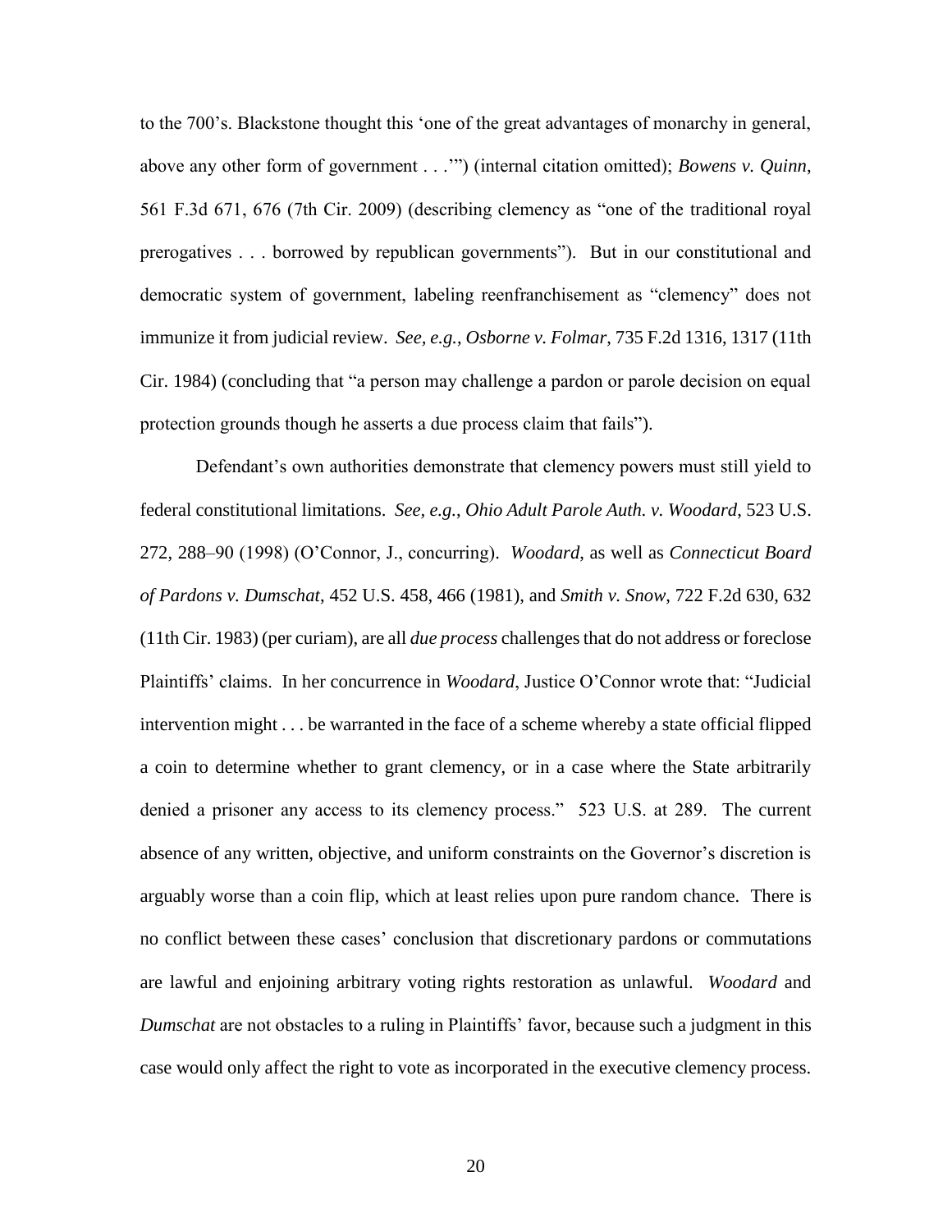to the 700's. Blackstone thought this 'one of the great advantages of monarchy in general, above any other form of government . . .'") (internal citation omitted); *Bowens v. Quinn*, 561 F.3d 671, 676 (7th Cir. 2009) (describing clemency as "one of the traditional royal prerogatives . . . borrowed by republican governments"). But in our constitutional and democratic system of government, labeling reenfranchisement as "clemency" does not immunize it from judicial review. *See, e.g.*, *Osborne v. Folmar*, 735 F.2d 1316, 1317 (11th Cir. 1984) (concluding that "a person may challenge a pardon or parole decision on equal protection grounds though he asserts a due process claim that fails").

Defendant's own authorities demonstrate that clemency powers must still yield to federal constitutional limitations. *See, e.g.*, *Ohio Adult Parole Auth. v. Woodard*, 523 U.S. 272, 288–90 (1998) (O'Connor, J., concurring). *Woodard*, as well as *Connecticut Board of Pardons v. Dumschat*, 452 U.S. 458, 466 (1981), and *Smith v. Snow*, 722 F.2d 630, 632 (11th Cir. 1983) (per curiam), are all *due process* challenges that do not address or foreclose Plaintiffs' claims. In her concurrence in *Woodard*, Justice O'Connor wrote that: "Judicial intervention might . . . be warranted in the face of a scheme whereby a state official flipped a coin to determine whether to grant clemency, or in a case where the State arbitrarily denied a prisoner any access to its clemency process." 523 U.S. at 289. The current absence of any written, objective, and uniform constraints on the Governor's discretion is arguably worse than a coin flip, which at least relies upon pure random chance. There is no conflict between these cases' conclusion that discretionary pardons or commutations are lawful and enjoining arbitrary voting rights restoration as unlawful. *Woodard* and *Dumschat* are not obstacles to a ruling in Plaintiffs' favor, because such a judgment in this case would only affect the right to vote as incorporated in the executive clemency process.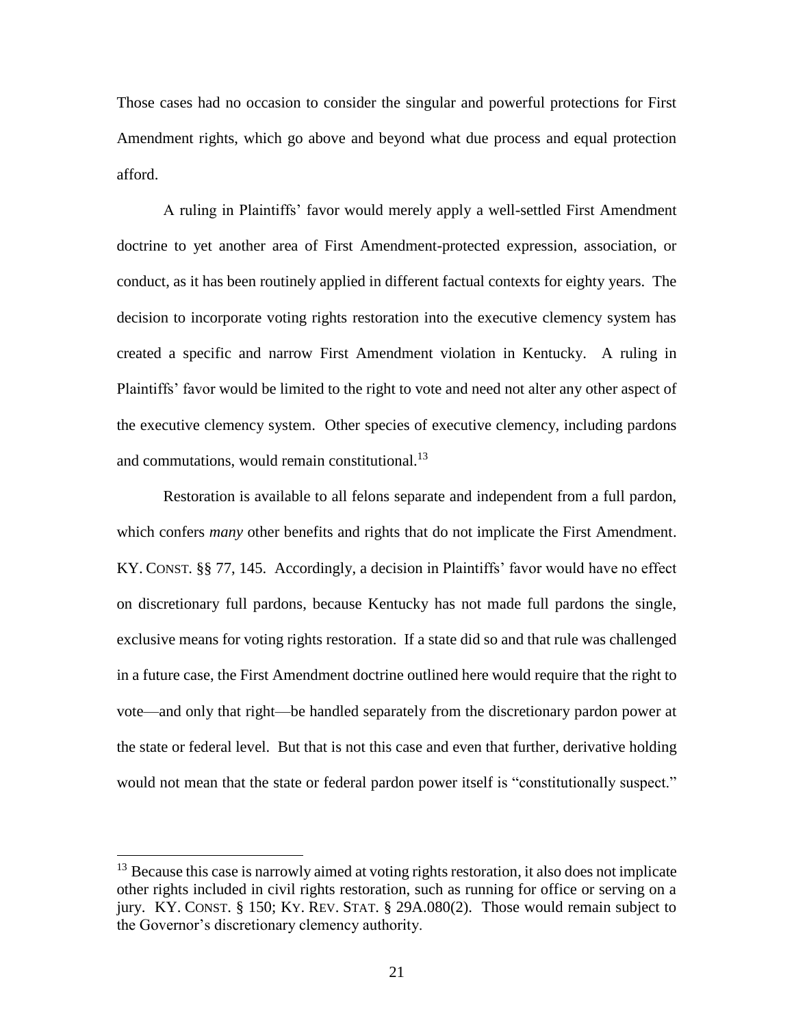Those cases had no occasion to consider the singular and powerful protections for First Amendment rights, which go above and beyond what due process and equal protection afford.

A ruling in Plaintiffs' favor would merely apply a well-settled First Amendment doctrine to yet another area of First Amendment-protected expression, association, or conduct, as it has been routinely applied in different factual contexts for eighty years. The decision to incorporate voting rights restoration into the executive clemency system has created a specific and narrow First Amendment violation in Kentucky. A ruling in Plaintiffs' favor would be limited to the right to vote and need not alter any other aspect of the executive clemency system. Other species of executive clemency, including pardons and commutations, would remain constitutional.[13]

Restoration is available to all felons separate and independent from a full pardon, which confers *many* other benefits and rights that do not implicate the First Amendment. KY. CONST. §§ 77, 145. Accordingly, a decision in Plaintiffs' favor would have no effect on discretionary full pardons, because Kentucky has not made full pardons the single, exclusive means for voting rights restoration. If a state did so and that rule was challenged in a future case, the First Amendment doctrine outlined here would require that the right to vote—and only that right—be handled separately from the discretionary pardon power at the state or federal level. But that is not this case and even that further, derivative holding would not mean that the state or federal pardon power itself is "constitutionally suspect."

---

[13] Because this case is narrowly aimed at voting rights restoration, it also does not implicate other rights included in civil rights restoration, such as running for office or serving on a jury. KY. CONST. § 150; KY. REV. STAT. § 29A.080(2). Those would remain subject to the Governor's discretionary clemency authority.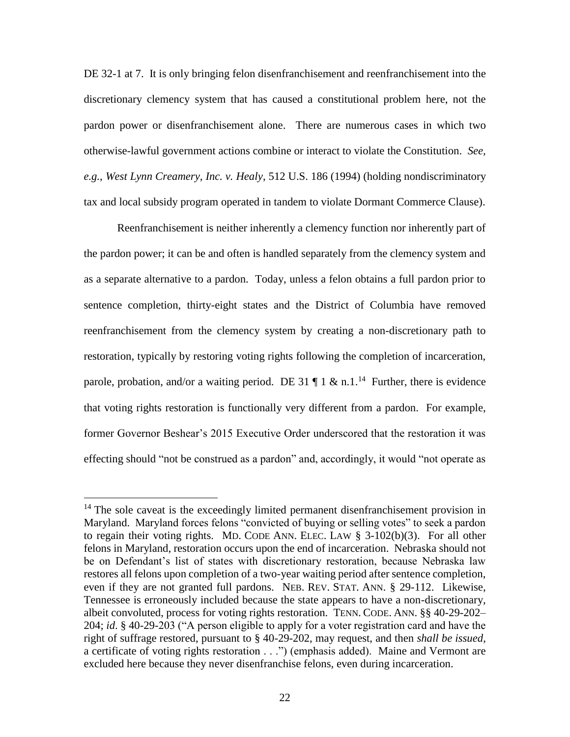DE 32-1 at 7. It is only bringing felon disenfranchisement and reenfranchisement into the discretionary clemency system that has caused a constitutional problem here, not the pardon power or disenfranchisement alone. There are numerous cases in which two otherwise-lawful government actions combine or interact to violate the Constitution. *See, e.g.*, *West Lynn Creamery, Inc. v. Healy*, 512 U.S. 186 (1994) (holding nondiscriminatory tax and local subsidy program operated in tandem to violate Dormant Commerce Clause).

Reenfranchisement is neither inherently a clemency function nor inherently part of the pardon power; it can be and often is handled separately from the clemency system and as a separate alternative to a pardon. Today, unless a felon obtains a full pardon prior to sentence completion, thirty-eight states and the District of Columbia have removed reenfranchisement from the clemency system by creating a non-discretionary path to restoration, typically by restoring voting rights following the completion of incarceration, parole, probation, and/or a waiting period. DE 31 ¶ 1 & n.1.[14] Further, there is evidence that voting rights restoration is functionally very different from a pardon. For example, former Governor Beshear's 2015 Executive Order underscored that the restoration it was effecting should "not be construed as a pardon" and, accordingly, it would "not operate as

[14] The sole caveat is the exceedingly limited permanent disenfranchisement provision in Maryland. Maryland forces felons "convicted of buying or selling votes" to seek a pardon to regain their voting rights. MD. CODE ANN. ELEC. LAW § 3-102(b)(3). For all other felons in Maryland, restoration occurs upon the end of incarceration. Nebraska should not be on Defendant's list of states with discretionary restoration, because Nebraska law restores all felons upon completion of a two-year waiting period after sentence completion, even if they are not granted full pardons. NEB. REV. STAT. ANN. § 29-112. Likewise, Tennessee is erroneously included because the state appears to have a non-discretionary, albeit convoluted, process for voting rights restoration. TENN. CODE. ANN. §§ 40-29-202–204; *id*. § 40-29-203 ("A person eligible to apply for a voter registration card and have the right of suffrage restored, pursuant to § 40-29-202, may request, and then *shall be issued*, a certificate of voting rights restoration . . .") (emphasis added). Maine and Vermont are excluded here because they never disenfranchise felons, even during incarceration.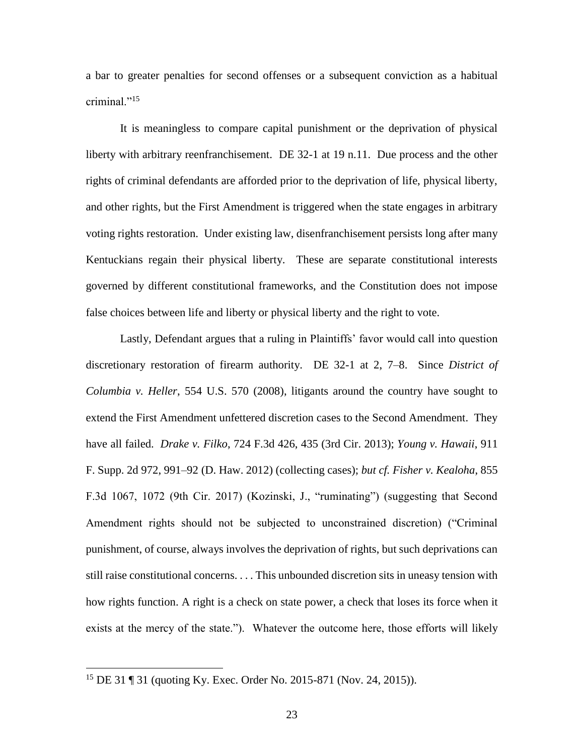a bar to greater penalties for second offenses or a subsequent conviction as a habitual criminal."[15]

It is meaningless to compare capital punishment or the deprivation of physical liberty with arbitrary reenfranchisement. DE 32-1 at 19 n.11. Due process and the other rights of criminal defendants are afforded prior to the deprivation of life, physical liberty, and other rights, but the First Amendment is triggered when the state engages in arbitrary voting rights restoration. Under existing law, disenfranchisement persists long after many Kentuckians regain their physical liberty. These are separate constitutional interests governed by different constitutional frameworks, and the Constitution does not impose false choices between life and liberty or physical liberty and the right to vote.

Lastly, Defendant argues that a ruling in Plaintiffs' favor would call into question discretionary restoration of firearm authority. DE 32-1 at 2, 7–8. Since *District of Columbia v. Heller*, 554 U.S. 570 (2008), litigants around the country have sought to extend the First Amendment unfettered discretion cases to the Second Amendment. They have all failed. *Drake v. Filko*, 724 F.3d 426, 435 (3rd Cir. 2013); *Young v. Hawaii*, 911 F. Supp. 2d 972, 991–92 (D. Haw. 2012) (collecting cases); *but cf. Fisher v. Kealoha*, 855 F.3d 1067, 1072 (9th Cir. 2017) (Kozinski, J., "ruminating") (suggesting that Second Amendment rights should not be subjected to unconstrained discretion) ("Criminal punishment, of course, always involves the deprivation of rights, but such deprivations can still raise constitutional concerns. . . . This unbounded discretion sits in uneasy tension with how rights function. A right is a check on state power, a check that loses its force when it exists at the mercy of the state."). Whatever the outcome here, those efforts will likely

---

[15] DE 31 ¶ 31 (quoting Ky. Exec. Order No. 2015-871 (Nov. 24, 2015)).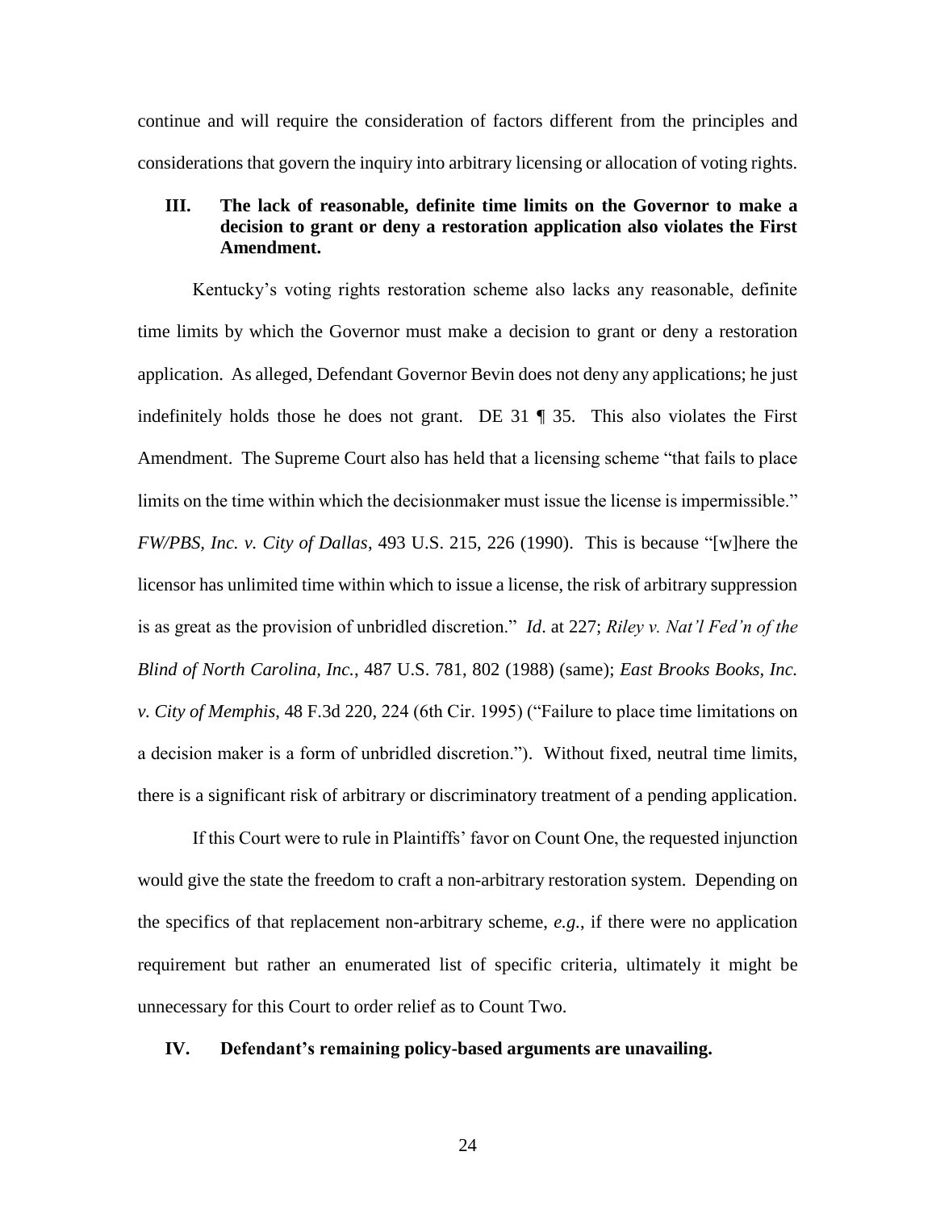continue and will require the consideration of factors different from the principles and considerations that govern the inquiry into arbitrary licensing or allocation of voting rights.

## III. The lack of reasonable, definite time limits on the Governor to make a decision to grant or deny a restoration application also violates the First Amendment.

Kentucky's voting rights restoration scheme also lacks any reasonable, definite time limits by which the Governor must make a decision to grant or deny a restoration application. As alleged, Defendant Governor Bevin does not deny any applications; he just indefinitely holds those he does not grant. DE 31 ¶ 35. This also violates the First Amendment. The Supreme Court also has held that a licensing scheme "that fails to place limits on the time within which the decisionmaker must issue the license is impermissible." *FW/PBS, Inc. v. City of Dallas*, 493 U.S. 215, 226 (1990). This is because "[w]here the licensor has unlimited time within which to issue a license, the risk of arbitrary suppression is as great as the provision of unbridled discretion." *Id*. at 227; *Riley v. Nat'l Fed'n of the Blind of North Carolina, Inc.*, 487 U.S. 781, 802 (1988) (same); *East Brooks Books, Inc. v. City of Memphis*, 48 F.3d 220, 224 (6th Cir. 1995) ("Failure to place time limitations on a decision maker is a form of unbridled discretion."). Without fixed, neutral time limits, there is a significant risk of arbitrary or discriminatory treatment of a pending application.

If this Court were to rule in Plaintiffs' favor on Count One, the requested injunction would give the state the freedom to craft a non-arbitrary restoration system. Depending on the specifics of that replacement non-arbitrary scheme, *e.g.*, if there were no application requirement but rather an enumerated list of specific criteria, ultimately it might be unnecessary for this Court to order relief as to Count Two.

## IV. Defendant's remaining policy-based arguments are unavailing.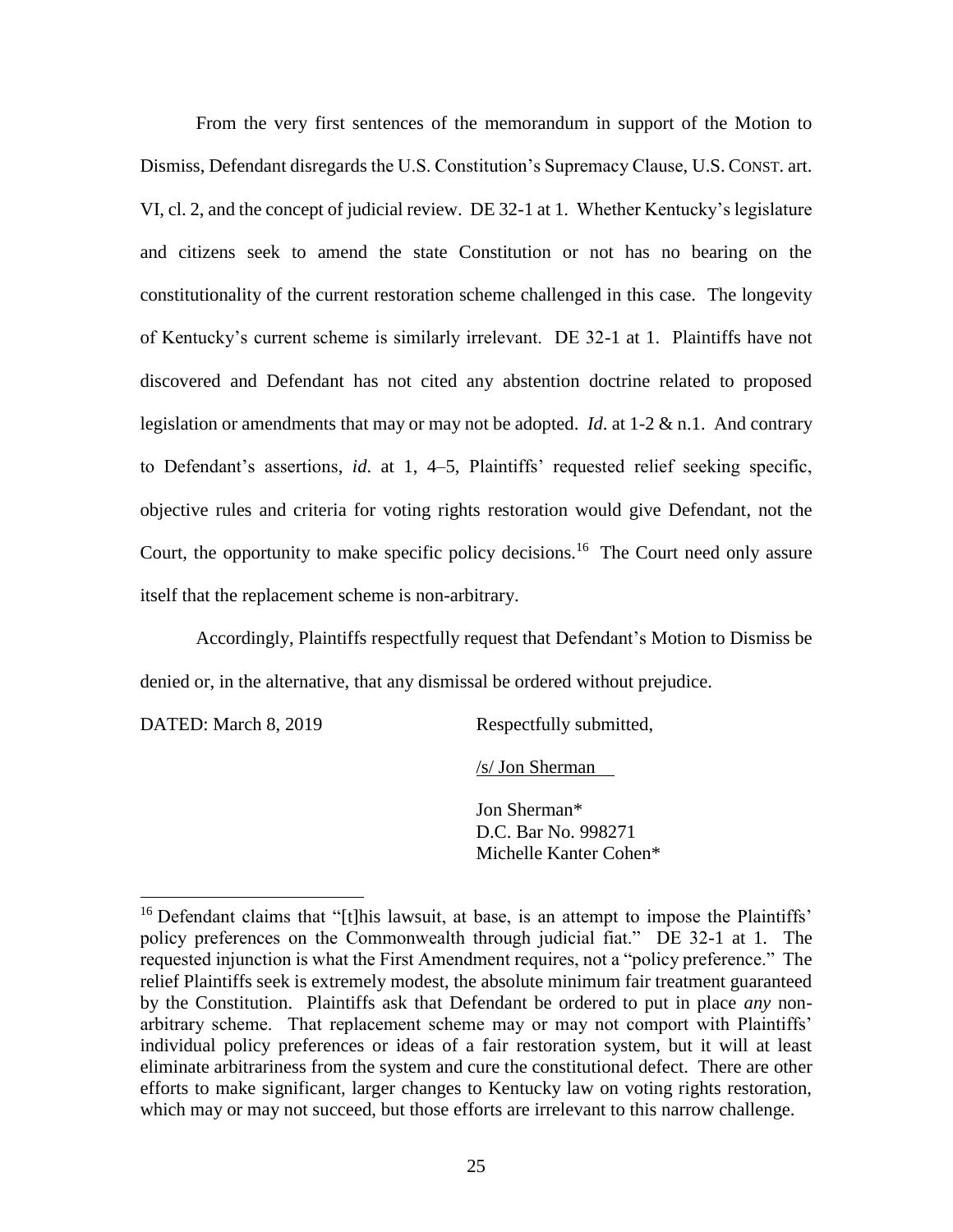From the very first sentences of the memorandum in support of the Motion to Dismiss, Defendant disregards the U.S. Constitution's Supremacy Clause, U.S. CONST. art. VI, cl. 2, and the concept of judicial review. DE 32-1 at 1. Whether Kentucky's legislature and citizens seek to amend the state Constitution or not has no bearing on the constitutionality of the current restoration scheme challenged in this case. The longevity of Kentucky's current scheme is similarly irrelevant. DE 32-1 at 1. Plaintiffs have not discovered and Defendant has not cited any abstention doctrine related to proposed legislation or amendments that may or may not be adopted. *Id.* at 1-2 & n.1. And contrary to Defendant's assertions, *id.* at 1, 4–5, Plaintiffs' requested relief seeking specific, objective rules and criteria for voting rights restoration would give Defendant, not the Court, the opportunity to make specific policy decisions.[16] The Court need only assure itself that the replacement scheme is non-arbitrary.

Accordingly, Plaintiffs respectfully request that Defendant's Motion to Dismiss be denied or, in the alternative, that any dismissal be ordered without prejudice.

DATED: March 8, 2019

Respectfully submitted,

/s/ Jon Sherman

Jon Sherman*
D.C. Bar No. 998271
Michelle Kanter Cohen*

---

[16] Defendant claims that "[t]his lawsuit, at base, is an attempt to impose the Plaintiffs' policy preferences on the Commonwealth through judicial fiat." DE 32-1 at 1. The requested injunction is what the First Amendment requires, not a "policy preference." The relief Plaintiffs seek is extremely modest, the absolute minimum fair treatment guaranteed by the Constitution. Plaintiffs ask that Defendant be ordered to put in place *any* non-arbitrary scheme. That replacement scheme may or may not comport with Plaintiffs' individual policy preferences or ideas of a fair restoration system, but it will at least eliminate arbitrariness from the system and cure the constitutional defect. There are other efforts to make significant, larger changes to Kentucky law on voting rights restoration, which may or may not succeed, but those efforts are irrelevant to this narrow challenge.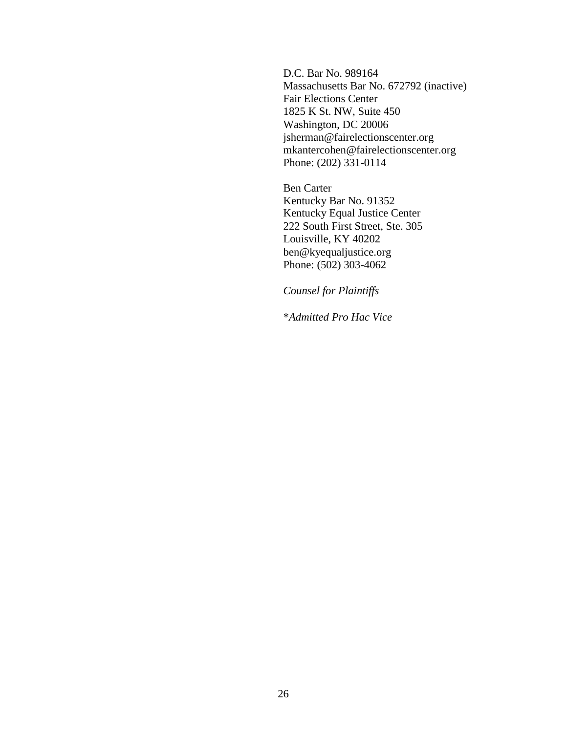D.C. Bar No. 989164
Massachusetts Bar No. 672792 (inactive)
Fair Elections Center
1825 K St. NW, Suite 450
Washington, DC 20006
jsherman@fairelectionscenter.org
mkantercohen@fairelectionscenter.org
Phone: (202) 331-0114

Ben Carter
Kentucky Bar No. 91352
Kentucky Equal Justice Center
222 South First Street, Ste. 305
Louisville, KY 40202
ben@kyequaljustice.org
Phone: (502) 303-4062

*Counsel for Plaintiffs*

*\*Admitted Pro Hac Vice*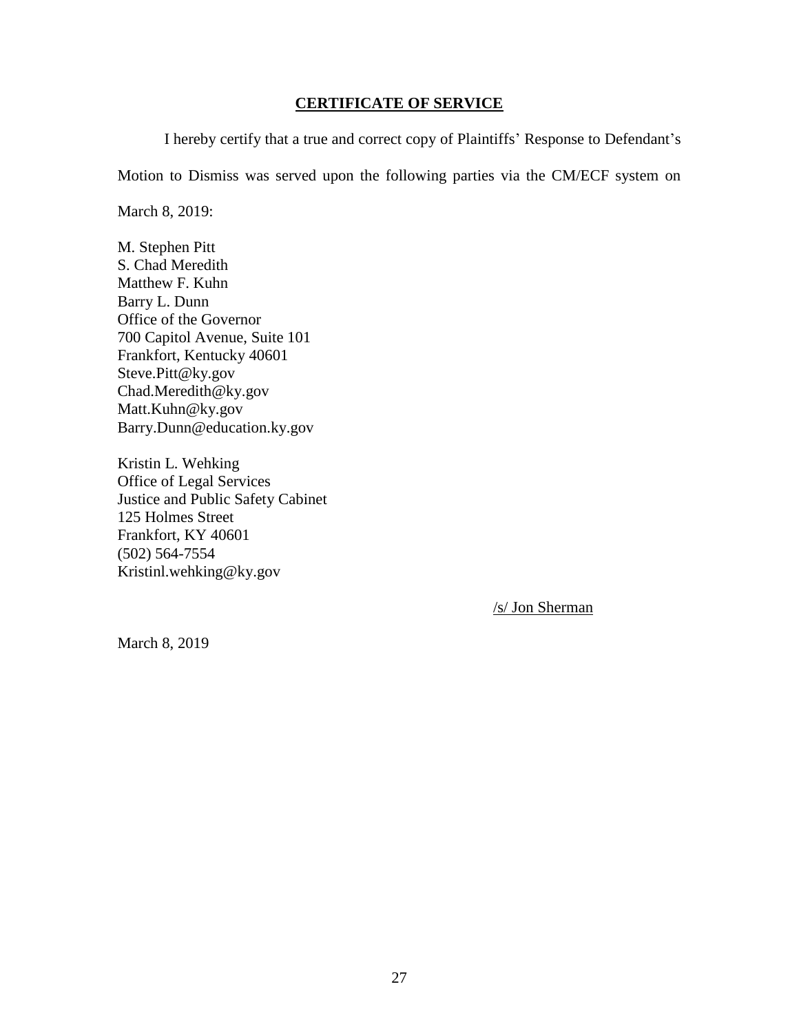**CERTIFICATE OF SERVICE**

I hereby certify that a true and correct copy of Plaintiffs' Response to Defendant's Motion to Dismiss was served upon the following parties via the CM/ECF system on March 8, 2019:

M. Stephen Pitt
S. Chad Meredith
Matthew F. Kuhn
Barry L. Dunn
Office of the Governor
700 Capitol Avenue, Suite 101
Frankfort, Kentucky 40601
Steve.Pitt@ky.gov
Chad.Meredith@ky.gov
Matt.Kuhn@ky.gov
Barry.Dunn@education.ky.gov

Kristin L. Wehking
Office of Legal Services
Justice and Public Safety Cabinet
125 Holmes Street
Frankfort, KY 40601
(502) 564-7554
Kristinl.wehking@ky.gov

/s/ Jon Sherman

March 8, 2019